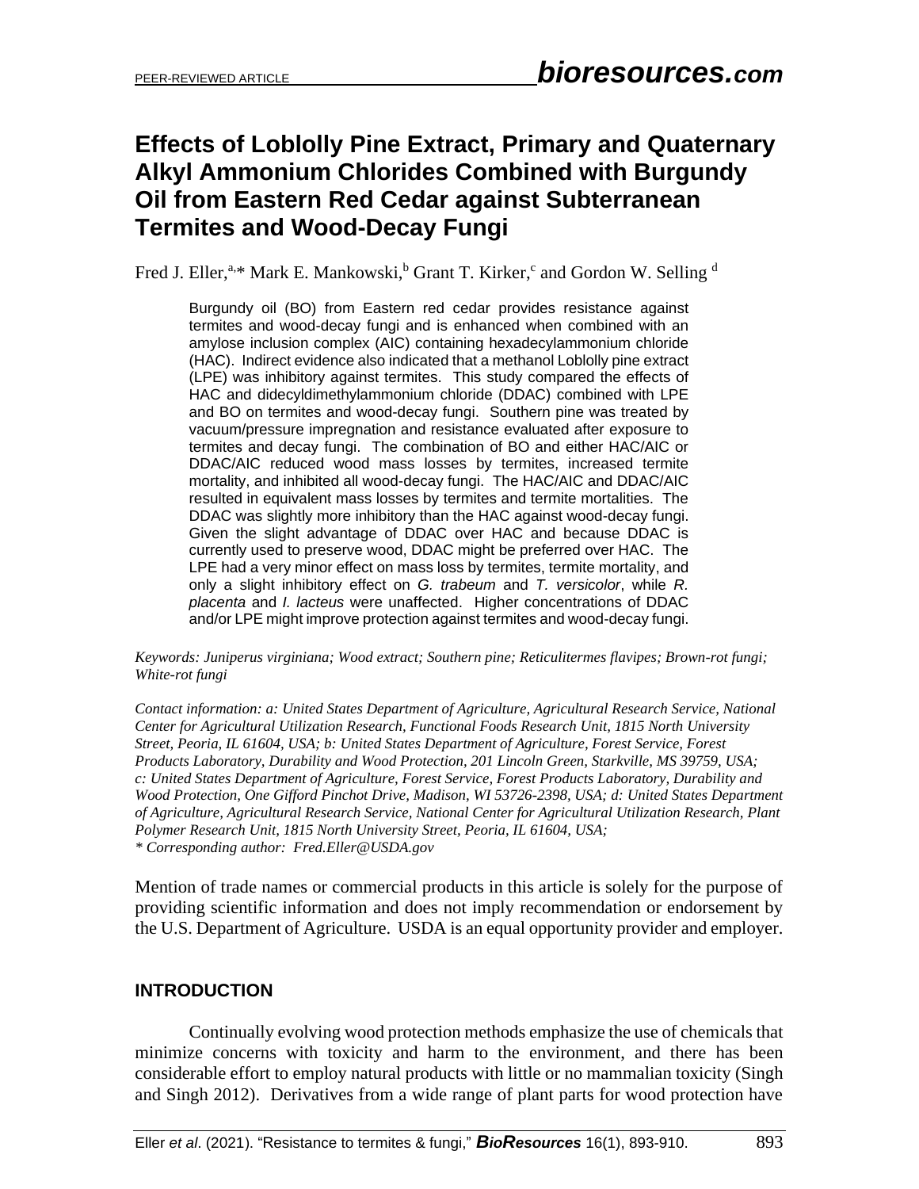# Effects of Loblolly Pine Extract, Primary and Quaternary Alkyl Ammonium Chlorides Combined with Burgundy Oil from Eastern Red Cedar against Subterranean Termites and Wood-Decay Fungi

Fred J. Eller,[a,]* Mark E. Mankowski,[b] Grant T. Kirker,[c] and Gordon W. Selling [d]

Burgundy oil (BO) from Eastern red cedar provides resistance against termites and wood-decay fungi and is enhanced when combined with an amylose inclusion complex (AIC) containing hexadecylammonium chloride (HAC). Indirect evidence also indicated that a methanol Loblolly pine extract (LPE) was inhibitory against termites. This study compared the effects of HAC and didecyldimethylammonium chloride (DDAC) combined with LPE and BO on termites and wood-decay fungi. Southern pine was treated by vacuum/pressure impregnation and resistance evaluated after exposure to termites and decay fungi. The combination of BO and either HAC/AIC or DDAC/AIC reduced wood mass losses by termites, increased termite mortality, and inhibited all wood-decay fungi. The HAC/AIC and DDAC/AIC resulted in equivalent mass losses by termites and termite mortalities. The DDAC was slightly more inhibitory than the HAC against wood-decay fungi. Given the slight advantage of DDAC over HAC and because DDAC is currently used to preserve wood, DDAC might be preferred over HAC. The LPE had a very minor effect on mass loss by termites, termite mortality, and only a slight inhibitory effect on *G. trabeum* and *T. versicolor*, while *R. placenta* and *I. lacteus* were unaffected. Higher concentrations of DDAC and/or LPE might improve protection against termites and wood-decay fungi.

*Keywords: Juniperus virginiana; Wood extract; Southern pine; Reticulitermes flavipes; Brown-rot fungi; White-rot fungi*

*Contact information: a: United States Department of Agriculture, Agricultural Research Service, National Center for Agricultural Utilization Research, Functional Foods Research Unit, 1815 North University Street, Peoria, IL 61604, USA; b: United States Department of Agriculture, Forest Service, Forest Products Laboratory, Durability and Wood Protection, 201 Lincoln Green, Starkville, MS 39759, USA; c: United States Department of Agriculture, Forest Service, Forest Products Laboratory, Durability and Wood Protection, One Gifford Pinchot Drive, Madison, WI 53726-2398, USA; d: United States Department of Agriculture, Agricultural Research Service, National Center for Agricultural Utilization Research, Plant Polymer Research Unit, 1815 North University Street, Peoria, IL 61604, USA;*
*\* Corresponding author: Fred.Eller@USDA.gov*

Mention of trade names or commercial products in this article is solely for the purpose of providing scientific information and does not imply recommendation or endorsement by the U.S. Department of Agriculture. USDA is an equal opportunity provider and employer.

## INTRODUCTION

Continually evolving wood protection methods emphasize the use of chemicals that minimize concerns with toxicity and harm to the environment, and there has been considerable effort to employ natural products with little or no mammalian toxicity (Singh and Singh 2012). Derivatives from a wide range of plant parts for wood protection have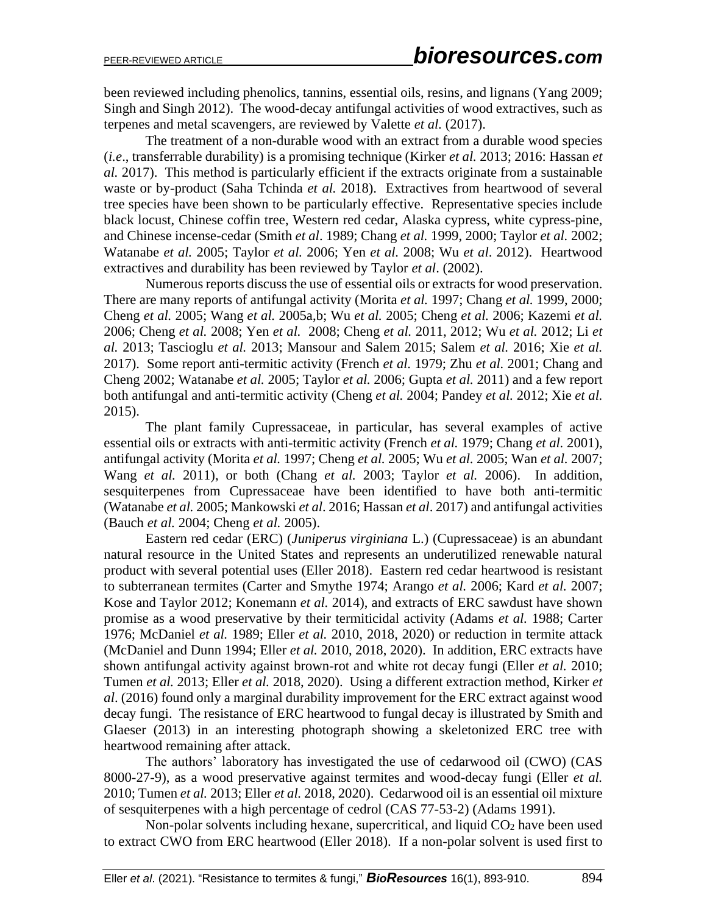been reviewed including phenolics, tannins, essential oils, resins, and lignans (Yang 2009; Singh and Singh 2012). The wood-decay antifungal activities of wood extractives, such as terpenes and metal scavengers, are reviewed by Valette *et al.* (2017).

The treatment of a non-durable wood with an extract from a durable wood species (*i.e*., transferrable durability) is a promising technique (Kirker *et al.* 2013; 2016: Hassan *et al.* 2017). This method is particularly efficient if the extracts originate from a sustainable waste or by-product (Saha Tchinda *et al.* 2018). Extractives from heartwood of several tree species have been shown to be particularly effective. Representative species include black locust, Chinese coffin tree, Western red cedar, Alaska cypress, white cypress-pine, and Chinese incense-cedar (Smith *et al*. 1989; Chang *et al.* 1999, 2000; Taylor *et al.* 2002; Watanabe *et al.* 2005; Taylor *et al.* 2006; Yen *et al.* 2008; Wu *et al*. 2012). Heartwood extractives and durability has been reviewed by Taylor *et al*. (2002).

Numerous reports discuss the use of essential oils or extracts for wood preservation. There are many reports of antifungal activity (Morita *et al.* 1997; Chang *et al.* 1999, 2000; Cheng *et al.* 2005; Wang *et al.* 2005a,b; Wu *et al.* 2005; Cheng *et al.* 2006; Kazemi *et al.* 2006; Cheng *et al.* 2008; Yen *et al.* 2008; Cheng *et al.* 2011, 2012; Wu *et al.* 2012; Li *et al.* 2013; Tascioglu *et al.* 2013; Mansour and Salem 2015; Salem *et al.* 2016; Xie *et al.* 2017). Some report anti-termitic activity (French *et al.* 1979; Zhu *et al.* 2001; Chang and Cheng 2002; Watanabe *et al.* 2005; Taylor *et al.* 2006; Gupta *et al.* 2011) and a few report both antifungal and anti-termitic activity (Cheng *et al.* 2004; Pandey *et al.* 2012; Xie *et al.* 2015).

The plant family Cupressaceae, in particular, has several examples of active essential oils or extracts with anti-termitic activity (French *et al.* 1979; Chang *et al.* 2001), antifungal activity (Morita *et al.* 1997; Cheng *et al.* 2005; Wu *et al.* 2005; Wan *et al.* 2007; Wang *et al.* 2011), or both (Chang *et al.* 2003; Taylor *et al.* 2006). In addition, sesquiterpenes from Cupressaceae have been identified to have both anti-termitic (Watanabe *et al.* 2005; Mankowski *et al*. 2016; Hassan *et al*. 2017) and antifungal activities (Bauch *et al.* 2004; Cheng *et al.* 2005).

Eastern red cedar (ERC) (*Juniperus virginiana* L.) (Cupressaceae) is an abundant natural resource in the United States and represents an underutilized renewable natural product with several potential uses (Eller 2018). Eastern red cedar heartwood is resistant to subterranean termites (Carter and Smythe 1974; Arango *et al.* 2006; Kard *et al.* 2007; Kose and Taylor 2012; Konemann *et al.* 2014), and extracts of ERC sawdust have shown promise as a wood preservative by their termiticidal activity (Adams *et al.* 1988; Carter 1976; McDaniel *et al.* 1989; Eller *et al.* 2010, 2018, 2020) or reduction in termite attack (McDaniel and Dunn 1994; Eller *et al.* 2010, 2018, 2020). In addition, ERC extracts have shown antifungal activity against brown-rot and white rot decay fungi (Eller *et al.* 2010; Tumen *et al.* 2013; Eller *et al.* 2018, 2020). Using a different extraction method, Kirker *et al*. (2016) found only a marginal durability improvement for the ERC extract against wood decay fungi. The resistance of ERC heartwood to fungal decay is illustrated by Smith and Glaeser (2013) in an interesting photograph showing a skeletonized ERC tree with heartwood remaining after attack.

The authors' laboratory has investigated the use of cedarwood oil (CWO) (CAS 8000-27-9), as a wood preservative against termites and wood-decay fungi (Eller *et al.* 2010; Tumen *et al.* 2013; Eller *et al.* 2018, 2020). Cedarwood oil is an essential oil mixture of sesquiterpenes with a high percentage of cedrol (CAS 77-53-2) (Adams 1991).

Non-polar solvents including hexane, supercritical, and liquid $CO_2$ have been used to extract CWO from ERC heartwood (Eller 2018). If a non-polar solvent is used first to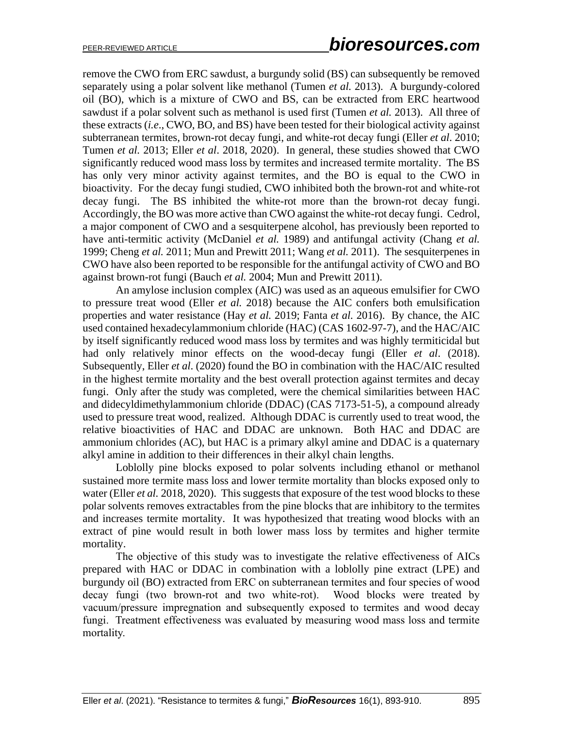remove the CWO from ERC sawdust, a burgundy solid (BS) can subsequently be removed separately using a polar solvent like methanol (Tumen *et al.* 2013). A burgundy-colored oil (BO), which is a mixture of CWO and BS, can be extracted from ERC heartwood sawdust if a polar solvent such as methanol is used first (Tumen *et al.* 2013). All three of these extracts (*i.e*., CWO, BO, and BS) have been tested for their biological activity against subterranean termites, brown-rot decay fungi, and white-rot decay fungi (Eller *et al*. 2010; Tumen *et al.* 2013; Eller *et al*. 2018, 2020). In general, these studies showed that CWO significantly reduced wood mass loss by termites and increased termite mortality. The BS has only very minor activity against termites, and the BO is equal to the CWO in bioactivity. For the decay fungi studied, CWO inhibited both the brown-rot and white-rot decay fungi. The BS inhibited the white-rot more than the brown-rot decay fungi. Accordingly, the BO was more active than CWO against the white-rot decay fungi. Cedrol, a major component of CWO and a sesquiterpene alcohol, has previously been reported to have anti-termitic activity (McDaniel *et al.* 1989) and antifungal activity (Chang *et al.* 1999; Cheng *et al.* 2011; Mun and Prewitt 2011; Wang *et al.* 2011). The sesquiterpenes in CWO have also been reported to be responsible for the antifungal activity of CWO and BO against brown-rot fungi (Bauch *et al.* 2004; Mun and Prewitt 2011).

An amylose inclusion complex (AIC) was used as an aqueous emulsifier for CWO to pressure treat wood (Eller *et al.* 2018) because the AIC confers both emulsification properties and water resistance (Hay *et al.* 2019; Fanta *et al.* 2016). By chance, the AIC used contained hexadecylammonium chloride (HAC) (CAS 1602-97-7), and the HAC/AIC by itself significantly reduced wood mass loss by termites and was highly termiticidal but had only relatively minor effects on the wood-decay fungi (Eller *et al*. (2018). Subsequently, Eller *et al*. (2020) found the BO in combination with the HAC/AIC resulted in the highest termite mortality and the best overall protection against termites and decay fungi. Only after the study was completed, were the chemical similarities between HAC and didecyldimethylammonium chloride (DDAC) (CAS 7173-51-5), a compound already used to pressure treat wood, realized. Although DDAC is currently used to treat wood, the relative bioactivities of HAC and DDAC are unknown. Both HAC and DDAC are ammonium chlorides (AC), but HAC is a primary alkyl amine and DDAC is a quaternary alkyl amine in addition to their differences in their alkyl chain lengths.

Loblolly pine blocks exposed to polar solvents including ethanol or methanol sustained more termite mass loss and lower termite mortality than blocks exposed only to water (Eller *et al.* 2018, 2020). This suggests that exposure of the test wood blocks to these polar solvents removes extractables from the pine blocks that are inhibitory to the termites and increases termite mortality. It was hypothesized that treating wood blocks with an extract of pine would result in both lower mass loss by termites and higher termite mortality.

The objective of this study was to investigate the relative effectiveness of AICs prepared with HAC or DDAC in combination with a loblolly pine extract (LPE) and burgundy oil (BO) extracted from ERC on subterranean termites and four species of wood decay fungi (two brown-rot and two white-rot). Wood blocks were treated by vacuum/pressure impregnation and subsequently exposed to termites and wood decay fungi. Treatment effectiveness was evaluated by measuring wood mass loss and termite mortality.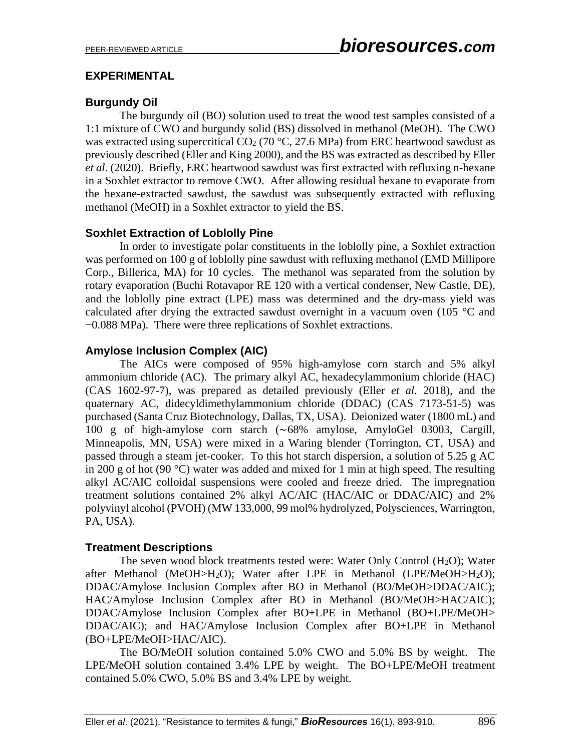## EXPERIMENTAL

### Burgundy Oil

The burgundy oil (BO) solution used to treat the wood test samples consisted of a 1:1 mixture of CWO and burgundy solid (BS) dissolved in methanol (MeOH). The CWO was extracted using supercritical $CO_2$ (70 °C, 27.6 MPa) from ERC heartwood sawdust as previously described (Eller and King 2000), and the BS was extracted as described by Eller *et al*. (2020). Briefly, ERC heartwood sawdust was first extracted with refluxing n-hexane in a Soxhlet extractor to remove CWO. After allowing residual hexane to evaporate from the hexane-extracted sawdust, the sawdust was subsequently extracted with refluxing methanol (MeOH) in a Soxhlet extractor to yield the BS.

### Soxhlet Extraction of Loblolly Pine

In order to investigate polar constituents in the loblolly pine, a Soxhlet extraction was performed on 100 g of loblolly pine sawdust with refluxing methanol (EMD Millipore Corp., Billerica, MA) for 10 cycles. The methanol was separated from the solution by rotary evaporation (Buchi Rotavapor RE 120 with a vertical condenser, New Castle, DE), and the loblolly pine extract (LPE) mass was determined and the dry-mass yield was calculated after drying the extracted sawdust overnight in a vacuum oven (105 °C and −0.088 MPa). There were three replications of Soxhlet extractions.

### Amylose Inclusion Complex (AIC)

The AICs were composed of 95% high-amylose corn starch and 5% alkyl ammonium chloride (AC). The primary alkyl AC, hexadecylammonium chloride (HAC) (CAS 1602-97-7), was prepared as detailed previously (Eller *et al.* 2018), and the quaternary AC, didecyldimethylammonium chloride (DDAC) (CAS 7173-51-5) was purchased (Santa Cruz Biotechnology, Dallas, TX, USA). Deionized water (1800 mL) and 100 g of high-amylose corn starch (∼68% amylose, AmyloGel 03003, Cargill, Minneapolis, MN, USA) were mixed in a Waring blender (Torrington, CT, USA) and passed through a steam jet-cooker. To this hot starch dispersion, a solution of 5.25 g AC in 200 g of hot (90 °C) water was added and mixed for 1 min at high speed. The resulting alkyl AC/AIC colloidal suspensions were cooled and freeze dried. The impregnation treatment solutions contained 2% alkyl AC/AIC (HAC/AIC or DDAC/AIC) and 2% polyvinyl alcohol (PVOH) (MW 133,000, 99 mol% hydrolyzed, Polysciences, Warrington, PA, USA).

### Treatment Descriptions

The seven wood block treatments tested were: Water Only Control ($H_2O$); Water after Methanol (MeOH>$H_2O$); Water after LPE in Methanol (LPE/MeOH>$H_2O$); DDAC/Amylose Inclusion Complex after BO in Methanol (BO/MeOH>DDAC/AIC); HAC/Amylose Inclusion Complex after BO in Methanol (BO/MeOH>HAC/AIC); DDAC/Amylose Inclusion Complex after BO+LPE in Methanol (BO+LPE/MeOH> DDAC/AIC); and HAC/Amylose Inclusion Complex after BO+LPE in Methanol (BO+LPE/MeOH>HAC/AIC).

The BO/MeOH solution contained 5.0% CWO and 5.0% BS by weight. The LPE/MeOH solution contained 3.4% LPE by weight. The BO+LPE/MeOH treatment contained 5.0% CWO, 5.0% BS and 3.4% LPE by weight.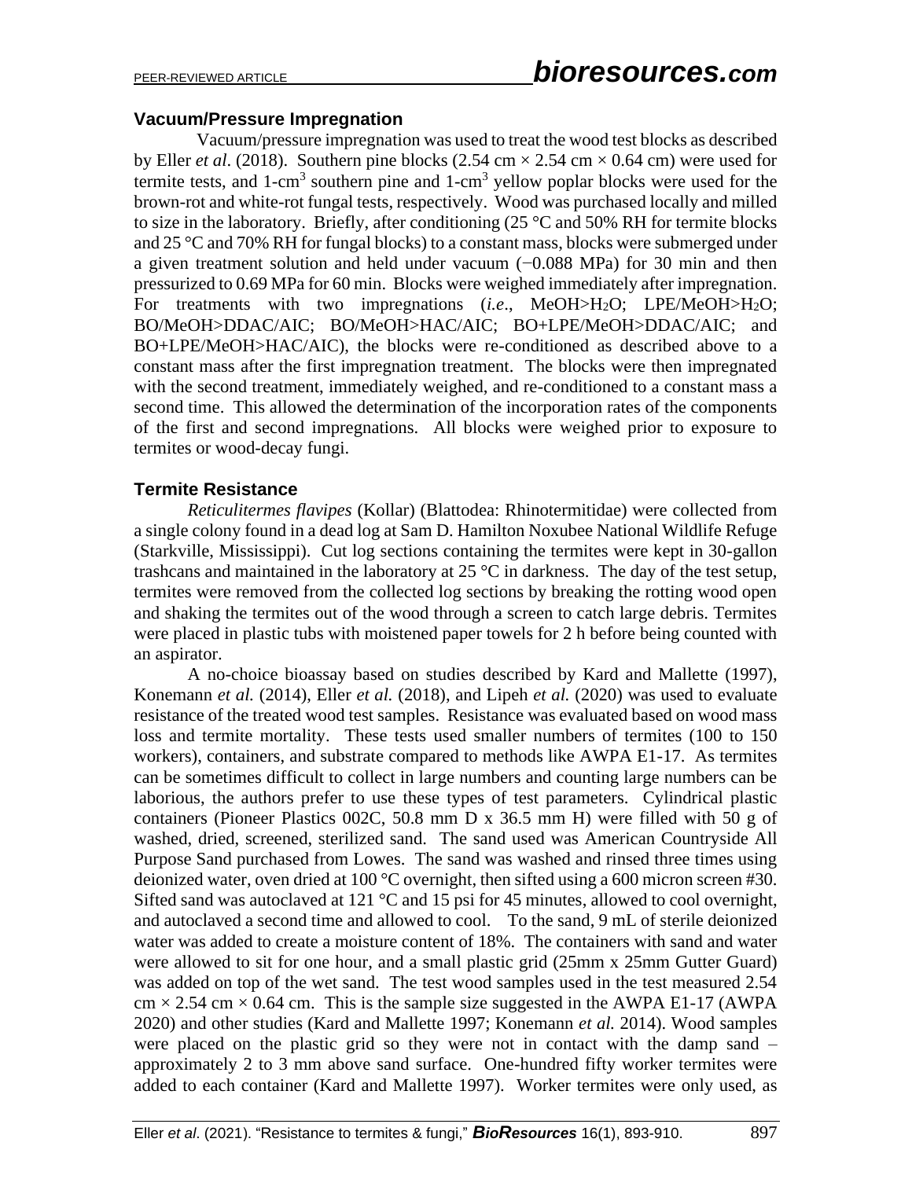### Vacuum/Pressure Impregnation

Vacuum/pressure impregnation was used to treat the wood test blocks as described by Eller *et al*. (2018). Southern pine blocks (2.54 cm × 2.54 cm × 0.64 cm) were used for termite tests, and 1-cm$^3$ southern pine and 1-cm$^3$ yellow poplar blocks were used for the brown-rot and white-rot fungal tests, respectively. Wood was purchased locally and milled to size in the laboratory. Briefly, after conditioning (25 °C and 50% RH for termite blocks and 25 °C and 70% RH for fungal blocks) to a constant mass, blocks were submerged under a given treatment solution and held under vacuum (−0.088 MPa) for 30 min and then pressurized to 0.69 MPa for 60 min. Blocks were weighed immediately after impregnation. For treatments with two impregnations (*i.e*., MeOH>$H_2O$; LPE/MeOH>$H_2O$; BO/MeOH>DDAC/AIC; BO/MeOH>HAC/AIC; BO+LPE/MeOH>DDAC/AIC; and BO+LPE/MeOH>HAC/AIC), the blocks were re-conditioned as described above to a constant mass after the first impregnation treatment. The blocks were then impregnated with the second treatment, immediately weighed, and re-conditioned to a constant mass a second time. This allowed the determination of the incorporation rates of the components of the first and second impregnations. All blocks were weighed prior to exposure to termites or wood-decay fungi.

### Termite Resistance

*Reticulitermes flavipes* (Kollar) (Blattodea: Rhinotermitidae) were collected from a single colony found in a dead log at Sam D. Hamilton Noxubee National Wildlife Refuge (Starkville, Mississippi). Cut log sections containing the termites were kept in 30-gallon trashcans and maintained in the laboratory at 25 °C in darkness. The day of the test setup, termites were removed from the collected log sections by breaking the rotting wood open and shaking the termites out of the wood through a screen to catch large debris. Termites were placed in plastic tubs with moistened paper towels for 2 h before being counted with an aspirator.

A no-choice bioassay based on studies described by Kard and Mallette (1997), Konemann *et al.* (2014), Eller *et al.* (2018), and Lipeh *et al.* (2020) was used to evaluate resistance of the treated wood test samples. Resistance was evaluated based on wood mass loss and termite mortality. These tests used smaller numbers of termites (100 to 150 workers), containers, and substrate compared to methods like AWPA E1-17. As termites can be sometimes difficult to collect in large numbers and counting large numbers can be laborious, the authors prefer to use these types of test parameters. Cylindrical plastic containers (Pioneer Plastics 002C, 50.8 mm D x 36.5 mm H) were filled with 50 g of washed, dried, screened, sterilized sand. The sand used was American Countryside All Purpose Sand purchased from Lowes. The sand was washed and rinsed three times using deionized water, oven dried at 100 °C overnight, then sifted using a 600 micron screen #30. Sifted sand was autoclaved at 121 °C and 15 psi for 45 minutes, allowed to cool overnight, and autoclaved a second time and allowed to cool. To the sand, 9 mL of sterile deionized water was added to create a moisture content of 18%. The containers with sand and water were allowed to sit for one hour, and a small plastic grid (25mm x 25mm Gutter Guard) was added on top of the wet sand. The test wood samples used in the test measured 2.54 cm × 2.54 cm × 0.64 cm. This is the sample size suggested in the AWPA E1-17 (AWPA 2020) and other studies (Kard and Mallette 1997; Konemann *et al.* 2014). Wood samples were placed on the plastic grid so they were not in contact with the damp sand – approximately 2 to 3 mm above sand surface. One-hundred fifty worker termites were added to each container (Kard and Mallette 1997). Worker termites were only used, as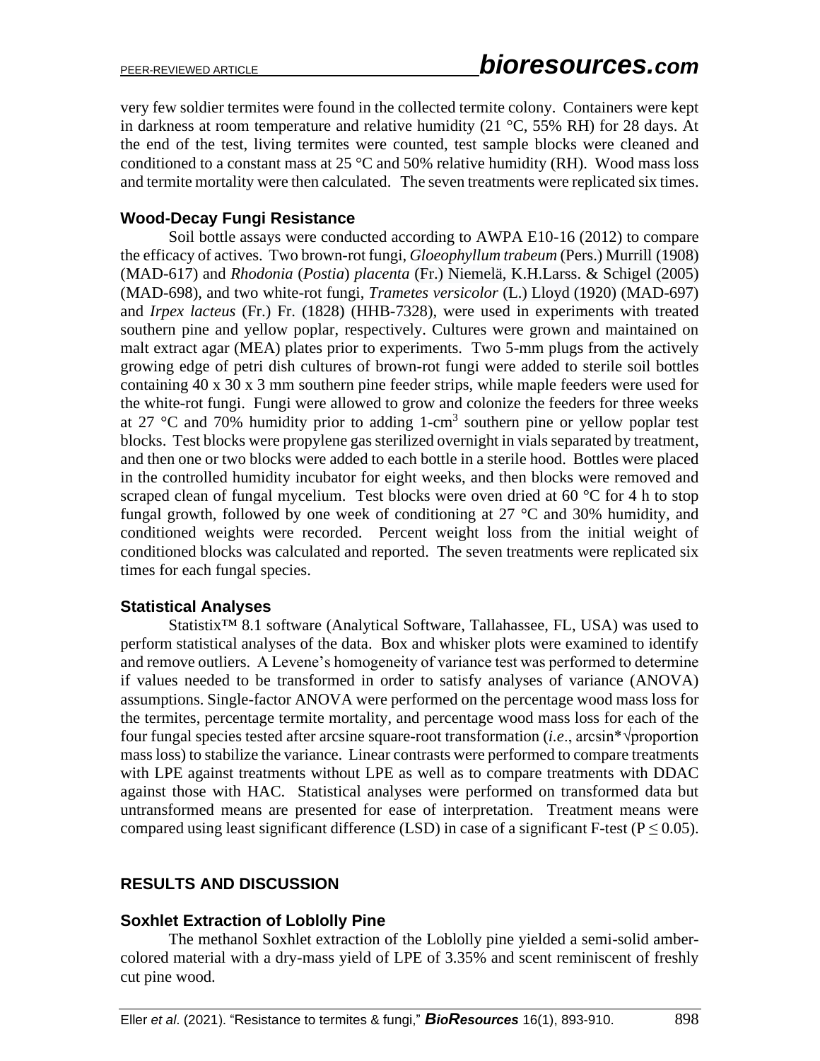very few soldier termites were found in the collected termite colony. Containers were kept in darkness at room temperature and relative humidity (21 °C, 55% RH) for 28 days. At the end of the test, living termites were counted, test sample blocks were cleaned and conditioned to a constant mass at 25 °C and 50% relative humidity (RH). Wood mass loss and termite mortality were then calculated. The seven treatments were replicated six times.

### Wood-Decay Fungi Resistance

Soil bottle assays were conducted according to AWPA E10-16 (2012) to compare the efficacy of actives. Two brown-rot fungi, *Gloeophyllum trabeum* (Pers.) Murrill (1908) (MAD-617) and *Rhodonia* (*Postia*) *placenta* (Fr.) Niemelä, K.H.Larss. & Schigel (2005) (MAD-698), and two white-rot fungi, *Trametes versicolor* (L.) Lloyd (1920) (MAD-697) and *Irpex lacteus* (Fr.) Fr. (1828) (HHB-7328), were used in experiments with treated southern pine and yellow poplar, respectively. Cultures were grown and maintained on malt extract agar (MEA) plates prior to experiments. Two 5-mm plugs from the actively growing edge of petri dish cultures of brown-rot fungi were added to sterile soil bottles containing 40 x 30 x 3 mm southern pine feeder strips, while maple feeders were used for the white-rot fungi. Fungi were allowed to grow and colonize the feeders for three weeks at 27 °C and 70% humidity prior to adding 1-cm$^3$ southern pine or yellow poplar test blocks. Test blocks were propylene gas sterilized overnight in vials separated by treatment, and then one or two blocks were added to each bottle in a sterile hood. Bottles were placed in the controlled humidity incubator for eight weeks, and then blocks were removed and scraped clean of fungal mycelium. Test blocks were oven dried at 60 °C for 4 h to stop fungal growth, followed by one week of conditioning at 27 °C and 30% humidity, and conditioned weights were recorded. Percent weight loss from the initial weight of conditioned blocks was calculated and reported. The seven treatments were replicated six times for each fungal species.

### Statistical Analyses

Statistix™ 8.1 software (Analytical Software, Tallahassee, FL, USA) was used to perform statistical analyses of the data. Box and whisker plots were examined to identify and remove outliers. A Levene's homogeneity of variance test was performed to determine if values needed to be transformed in order to satisfy analyses of variance (ANOVA) assumptions. Single-factor ANOVA were performed on the percentage wood mass loss for the termites, percentage termite mortality, and percentage wood mass loss for each of the four fungal species tested after arcsine square-root transformation (*i.e*., arcsin*√proportion mass loss) to stabilize the variance. Linear contrasts were performed to compare treatments with LPE against treatments without LPE as well as to compare treatments with DDAC against those with HAC. Statistical analyses were performed on transformed data but untransformed means are presented for ease of interpretation. Treatment means were compared using least significant difference (LSD) in case of a significant F-test ($P \leq 0.05$).

## RESULTS AND DISCUSSION

### Soxhlet Extraction of Loblolly Pine

The methanol Soxhlet extraction of the Loblolly pine yielded a semi-solid amber-colored material with a dry-mass yield of LPE of 3.35% and scent reminiscent of freshly cut pine wood.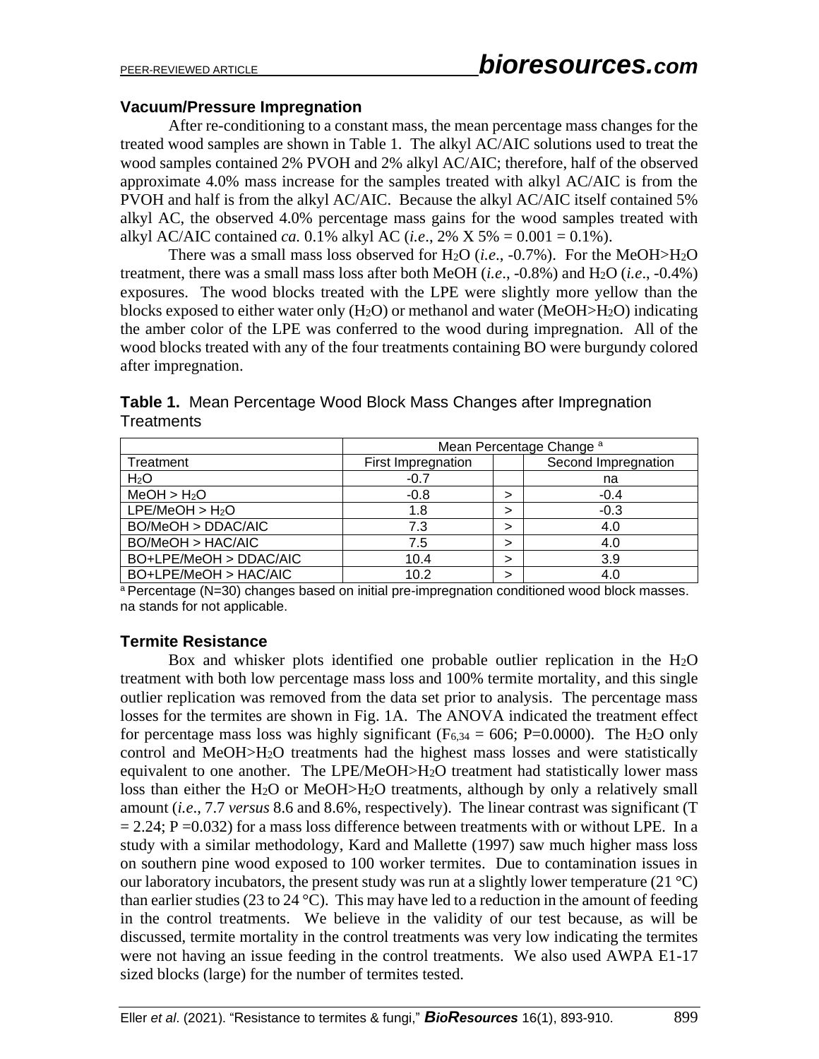### Vacuum/Pressure Impregnation

After re-conditioning to a constant mass, the mean percentage mass changes for the treated wood samples are shown in Table 1. The alkyl AC/AIC solutions used to treat the wood samples contained 2% PVOH and 2% alkyl AC/AIC; therefore, half of the observed approximate 4.0% mass increase for the samples treated with alkyl AC/AIC is from the PVOH and half is from the alkyl AC/AIC. Because the alkyl AC/AIC itself contained 5% alkyl AC, the observed 4.0% percentage mass gains for the wood samples treated with alkyl AC/AIC contained *ca.* 0.1% alkyl AC (*i.e*., 2% X 5% = 0.001 = 0.1%).

There was a small mass loss observed for $H_2O$ (*i.e*., -0.7%). For the MeOH>$H_2O$ treatment, there was a small mass loss after both MeOH (*i.e*., -0.8%) and $H_2O$ (*i.e*., -0.4%) exposures. The wood blocks treated with the LPE were slightly more yellow than the blocks exposed to either water only ($H_2O$) or methanol and water (MeOH>$H_2O$) indicating the amber color of the LPE was conferred to the wood during impregnation. All of the wood blocks treated with any of the four treatments containing BO were burgundy colored after impregnation.

**Table 1.** Mean Percentage Wood Block Mass Changes after Impregnation Treatments

| | Mean Percentage Change [a] | | |
|---|---|---|---|
| Treatment | First Impregnation | | Second Impregnation |
| $H_2O$ | -0.7 | | na |
| MeOH > $H_2O$ | -0.8 | > | -0.4 |
| LPE/MeOH > $H_2O$ | 1.8 | > | -0.3 |
| BO/MeOH > DDAC/AIC | 7.3 | > | 4.0 |
| BO/MeOH > HAC/AIC | 7.5 | > | 4.0 |
| BO+LPE/MeOH > DDAC/AIC | 10.4 | > | 3.9 |
| BO+LPE/MeOH > HAC/AIC | 10.2 | > | 4.0 |

[a] Percentage (N=30) changes based on initial pre-impregnation conditioned wood block masses. na stands for not applicable.

### Termite Resistance

Box and whisker plots identified one probable outlier replication in the $H_2O$ treatment with both low percentage mass loss and 100% termite mortality, and this single outlier replication was removed from the data set prior to analysis. The percentage mass losses for the termites are shown in Fig. 1A. The ANOVA indicated the treatment effect for percentage mass loss was highly significant ($F_{6,34} = 606$; P=0.0000). The $H_2O$ only control and MeOH>$H_2O$ treatments had the highest mass losses and were statistically equivalent to one another. The LPE/MeOH>$H_2O$ treatment had statistically lower mass loss than either the $H_2O$ or MeOH>$H_2O$ treatments, although by only a relatively small amount (*i.e*., 7.7 *versus* 8.6 and 8.6%, respectively). The linear contrast was significant (T = 2.24; P =0.032) for a mass loss difference between treatments with or without LPE. In a study with a similar methodology, Kard and Mallette (1997) saw much higher mass loss on southern pine wood exposed to 100 worker termites. Due to contamination issues in our laboratory incubators, the present study was run at a slightly lower temperature (21 °C) than earlier studies (23 to 24 °C). This may have led to a reduction in the amount of feeding in the control treatments. We believe in the validity of our test because, as will be discussed, termite mortality in the control treatments was very low indicating the termites were not having an issue feeding in the control treatments. We also used AWPA E1-17 sized blocks (large) for the number of termites tested.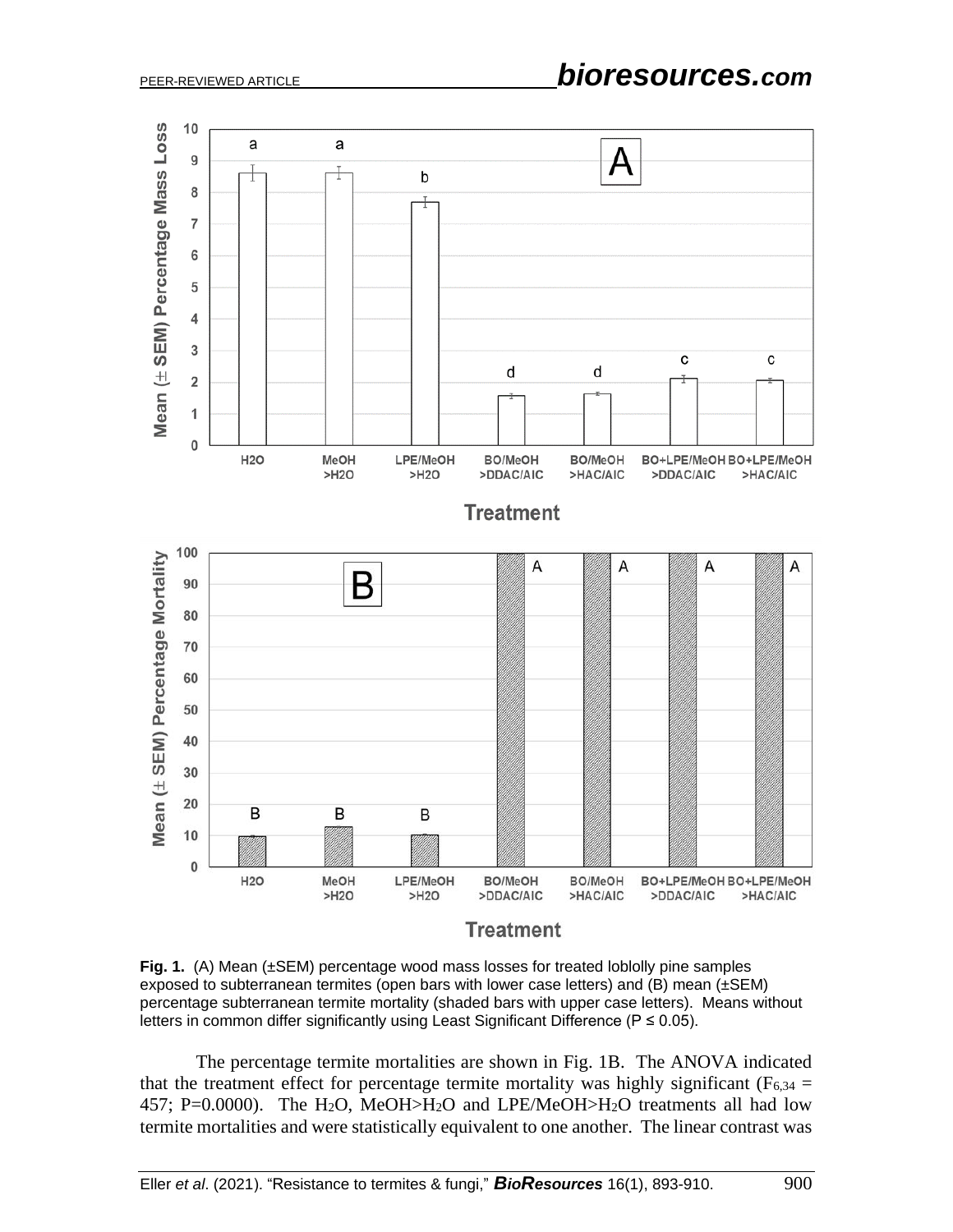**Fig. 1.** (A) Mean (±SEM) percentage wood mass losses for treated loblolly pine samples exposed to subterranean termites (open bars with lower case letters) and (B) mean (±SEM) percentage subterranean termite mortality (shaded bars with upper case letters). Means without letters in common differ significantly using Least Significant Difference ($P \leq 0.05$).

The percentage termite mortalities are shown in Fig. 1B. The ANOVA indicated that the treatment effect for percentage termite mortality was highly significant ($F_{6,34}$ = 457; P=0.0000). The $H_2O$, MeOH>$H_2O$ and LPE/MeOH>$H_2O$ treatments all had low termite mortalities and were statistically equivalent to one another. The linear contrast was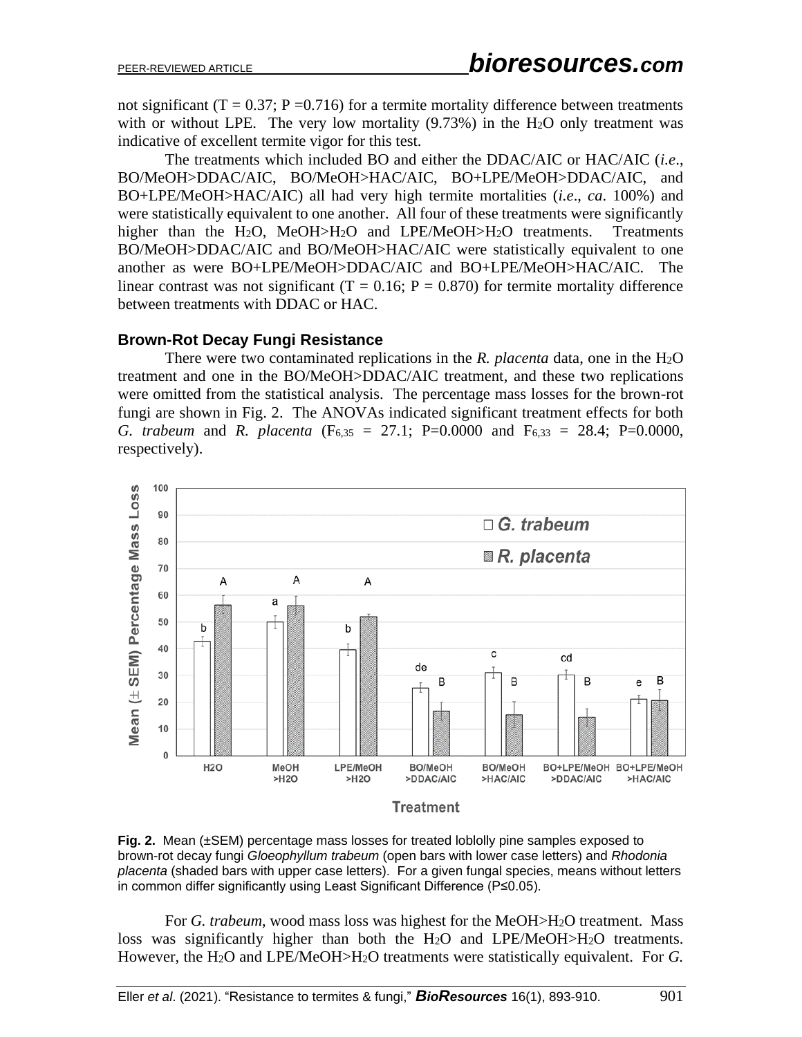not significant (T = 0.37; P =0.716) for a termite mortality difference between treatments with or without LPE. The very low mortality (9.73%) in the $H_2O$ only treatment was indicative of excellent termite vigor for this test.

The treatments which included BO and either the DDAC/AIC or HAC/AIC (*i.e*., BO/MeOH>DDAC/AIC, BO/MeOH>HAC/AIC, BO+LPE/MeOH>DDAC/AIC, and BO+LPE/MeOH>HAC/AIC) all had very high termite mortalities (*i.e*., *ca*. 100%) and were statistically equivalent to one another. All four of these treatments were significantly higher than the $H_2O$, MeOH>$H_2O$ and LPE/MeOH>$H_2O$ treatments. Treatments BO/MeOH>DDAC/AIC and BO/MeOH>HAC/AIC were statistically equivalent to one another as were BO+LPE/MeOH>DDAC/AIC and BO+LPE/MeOH>HAC/AIC. The linear contrast was not significant (T = 0.16; P = 0.870) for termite mortality difference between treatments with DDAC or HAC.

### Brown-Rot Decay Fungi Resistance

There were two contaminated replications in the *R. placenta* data, one in the $H_2O$ treatment and one in the BO/MeOH>DDAC/AIC treatment, and these two replications were omitted from the statistical analysis. The percentage mass losses for the brown-rot fungi are shown in Fig. 2. The ANOVAs indicated significant treatment effects for both *G. trabeum* and *R. placenta* ($F_{6,35}$ = 27.1; P=0.0000 and $F_{6,33}$ = 28.4; P=0.0000, respectively).

**Fig. 2.** Mean (±SEM) percentage mass losses for treated loblolly pine samples exposed to brown-rot decay fungi *Gloeophyllum trabeum* (open bars with lower case letters) and *Rhodonia placenta* (shaded bars with upper case letters). For a given fungal species, means without letters in common differ significantly using Least Significant Difference (P≤0.05).

For *G. trabeum*, wood mass loss was highest for the MeOH>$H_2O$ treatment. Mass loss was significantly higher than both the $H_2O$ and LPE/MeOH>$H_2O$ treatments. However, the $H_2O$ and LPE/MeOH>$H_2O$ treatments were statistically equivalent. For *G.*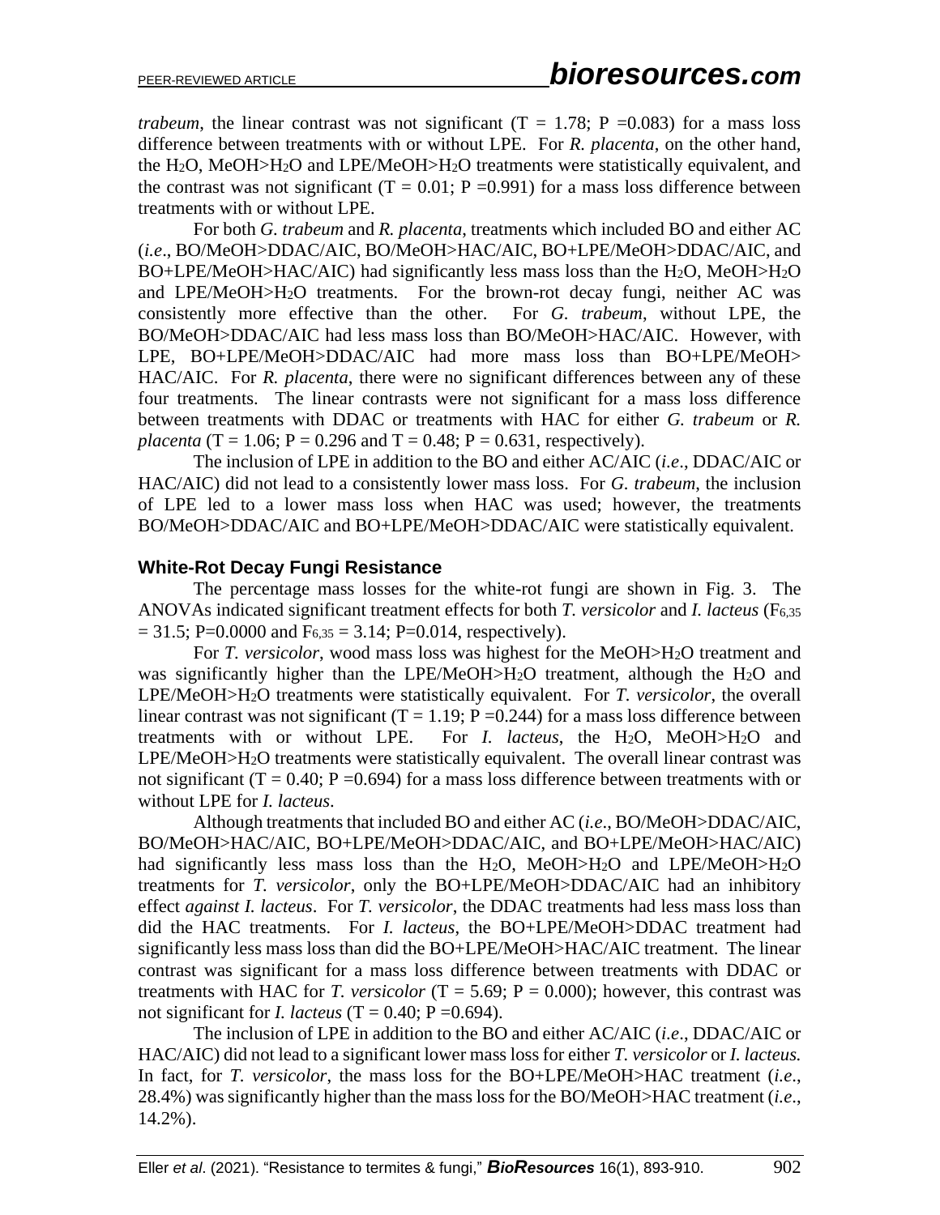*trabeum*, the linear contrast was not significant (T = 1.78; P =0.083) for a mass loss difference between treatments with or without LPE. For *R. placenta*, on the other hand, the $H_2O$, MeOH>$H_2O$ and LPE/MeOH>$H_2O$ treatments were statistically equivalent, and the contrast was not significant (T = 0.01; P =0.991) for a mass loss difference between treatments with or without LPE.

For both *G. trabeum* and *R. placenta*, treatments which included BO and either AC (*i.e*., BO/MeOH>DDAC/AIC, BO/MeOH>HAC/AIC, BO+LPE/MeOH>DDAC/AIC, and BO+LPE/MeOH>HAC/AIC) had significantly less mass loss than the $H_2O$, MeOH>$H_2O$ and LPE/MeOH>$H_2O$ treatments. For the brown-rot decay fungi, neither AC was consistently more effective than the other. For *G. trabeum*, without LPE, the BO/MeOH>DDAC/AIC had less mass loss than BO/MeOH>HAC/AIC. However, with LPE, BO+LPE/MeOH>DDAC/AIC had more mass loss than BO+LPE/MeOH> HAC/AIC. For *R. placenta*, there were no significant differences between any of these four treatments. The linear contrasts were not significant for a mass loss difference between treatments with DDAC or treatments with HAC for either *G. trabeum* or *R. placenta* (T = 1.06; P = 0.296 and T = 0.48; P = 0.631, respectively).

The inclusion of LPE in addition to the BO and either AC/AIC (*i.e*., DDAC/AIC or HAC/AIC) did not lead to a consistently lower mass loss. For *G. trabeum*, the inclusion of LPE led to a lower mass loss when HAC was used; however, the treatments BO/MeOH>DDAC/AIC and BO+LPE/MeOH>DDAC/AIC were statistically equivalent.

### White-Rot Decay Fungi Resistance

The percentage mass losses for the white-rot fungi are shown in Fig. 3. The ANOVAs indicated significant treatment effects for both *T. versicolor* and *I. lacteus* ($F_{6,35}$ = 31.5; P=0.0000 and $F_{6,35}$ = 3.14; P=0.014, respectively).

For *T. versicolor*, wood mass loss was highest for the MeOH>$H_2O$ treatment and was significantly higher than the LPE/MeOH>$H_2O$ treatment, although the $H_2O$ and LPE/MeOH>$H_2O$ treatments were statistically equivalent. For *T. versicolor*, the overall linear contrast was not significant (T = 1.19; P =0.244) for a mass loss difference between treatments with or without LPE. For *I. lacteus*, the $H_2O$, MeOH>$H_2O$ and LPE/MeOH>$H_2O$ treatments were statistically equivalent. The overall linear contrast was not significant (T = 0.40; P =0.694) for a mass loss difference between treatments with or without LPE for *I. lacteus*.

Although treatments that included BO and either AC (*i.e*., BO/MeOH>DDAC/AIC, BO/MeOH>HAC/AIC, BO+LPE/MeOH>DDAC/AIC, and BO+LPE/MeOH>HAC/AIC) had significantly less mass loss than the $H_2O$, MeOH>$H_2O$ and LPE/MeOH>$H_2O$ treatments for *T. versicolor*, only the BO+LPE/MeOH>DDAC/AIC had an inhibitory effect *against I. lacteus*. For *T. versicolor*, the DDAC treatments had less mass loss than did the HAC treatments. For *I. lacteus*, the BO+LPE/MeOH>DDAC treatment had significantly less mass loss than did the BO+LPE/MeOH>HAC/AIC treatment. The linear contrast was significant for a mass loss difference between treatments with DDAC or treatments with HAC for *T. versicolor* (T = 5.69; P = 0.000); however, this contrast was not significant for *I. lacteus* (T = 0.40; P =0.694).

The inclusion of LPE in addition to the BO and either AC/AIC (*i.e*., DDAC/AIC or HAC/AIC) did not lead to a significant lower mass loss for either *T. versicolor* or *I. lacteus.* In fact, for *T. versicolor*, the mass loss for the BO+LPE/MeOH>HAC treatment (*i.e*., 28.4%) was significantly higher than the mass loss for the BO/MeOH>HAC treatment (*i.e*., 14.2%).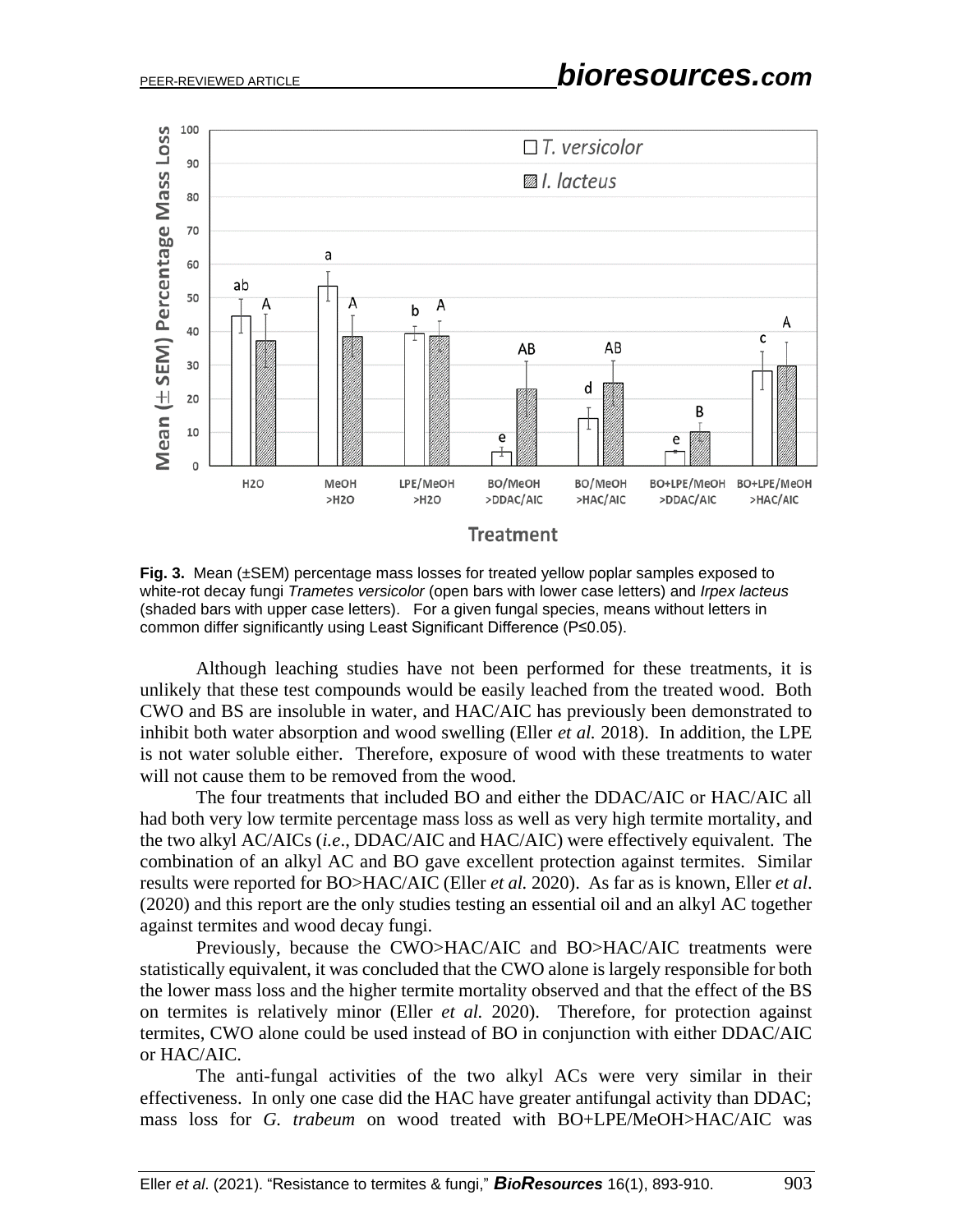**Fig. 3.** Mean (±SEM) percentage mass losses for treated yellow poplar samples exposed to white-rot decay fungi *Trametes versicolor* (open bars with lower case letters) and *Irpex lacteus* (shaded bars with upper case letters). For a given fungal species, means without letters in common differ significantly using Least Significant Difference (P≤0.05).

Although leaching studies have not been performed for these treatments, it is unlikely that these test compounds would be easily leached from the treated wood. Both CWO and BS are insoluble in water, and HAC/AIC has previously been demonstrated to inhibit both water absorption and wood swelling (Eller *et al.* 2018). In addition, the LPE is not water soluble either. Therefore, exposure of wood with these treatments to water will not cause them to be removed from the wood.

The four treatments that included BO and either the DDAC/AIC or HAC/AIC all had both very low termite percentage mass loss as well as very high termite mortality, and the two alkyl AC/AICs (*i.e*., DDAC/AIC and HAC/AIC) were effectively equivalent. The combination of an alkyl AC and BO gave excellent protection against termites. Similar results were reported for BO>HAC/AIC (Eller *et al.* 2020). As far as is known, Eller *et al*. (2020) and this report are the only studies testing an essential oil and an alkyl AC together against termites and wood decay fungi.

Previously, because the CWO>HAC/AIC and BO>HAC/AIC treatments were statistically equivalent, it was concluded that the CWO alone is largely responsible for both the lower mass loss and the higher termite mortality observed and that the effect of the BS on termites is relatively minor (Eller *et al.* 2020). Therefore, for protection against termites, CWO alone could be used instead of BO in conjunction with either DDAC/AIC or HAC/AIC.

The anti-fungal activities of the two alkyl ACs were very similar in their effectiveness. In only one case did the HAC have greater antifungal activity than DDAC; mass loss for *G. trabeum* on wood treated with BO+LPE/MeOH>HAC/AIC was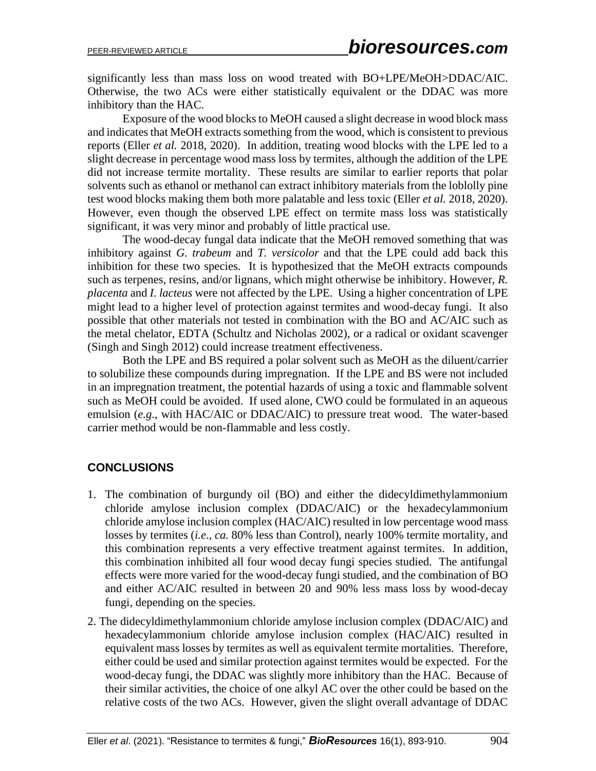significantly less than mass loss on wood treated with BO+LPE/MeOH>DDAC/AIC. Otherwise, the two ACs were either statistically equivalent or the DDAC was more inhibitory than the HAC.

Exposure of the wood blocks to MeOH caused a slight decrease in wood block mass and indicates that MeOH extracts something from the wood, which is consistent to previous reports (Eller *et al.* 2018, 2020). In addition, treating wood blocks with the LPE led to a slight decrease in percentage wood mass loss by termites, although the addition of the LPE did not increase termite mortality. These results are similar to earlier reports that polar solvents such as ethanol or methanol can extract inhibitory materials from the loblolly pine test wood blocks making them both more palatable and less toxic (Eller *et al.* 2018, 2020). However, even though the observed LPE effect on termite mass loss was statistically significant, it was very minor and probably of little practical use.

The wood-decay fungal data indicate that the MeOH removed something that was inhibitory against *G. trabeum* and *T. versicolor* and that the LPE could add back this inhibition for these two species. It is hypothesized that the MeOH extracts compounds such as terpenes, resins, and/or lignans, which might otherwise be inhibitory. However, *R. placenta* and *I. lacteus* were not affected by the LPE. Using a higher concentration of LPE might lead to a higher level of protection against termites and wood-decay fungi. It also possible that other materials not tested in combination with the BO and AC/AIC such as the metal chelator, EDTA (Schultz and Nicholas 2002), or a radical or oxidant scavenger (Singh and Singh 2012) could increase treatment effectiveness.

Both the LPE and BS required a polar solvent such as MeOH as the diluent/carrier to solubilize these compounds during impregnation. If the LPE and BS were not included in an impregnation treatment, the potential hazards of using a toxic and flammable solvent such as MeOH could be avoided. If used alone, CWO could be formulated in an aqueous emulsion (*e.g*., with HAC/AIC or DDAC/AIC) to pressure treat wood. The water-based carrier method would be non-flammable and less costly.

## CONCLUSIONS

1. The combination of burgundy oil (BO) and either the didecyldimethylammonium chloride amylose inclusion complex (DDAC/AIC) or the hexadecylammonium chloride amylose inclusion complex (HAC/AIC) resulted in low percentage wood mass losses by termites (*i.e*., *ca.* 80% less than Control), nearly 100% termite mortality, and this combination represents a very effective treatment against termites. In addition, this combination inhibited all four wood decay fungi species studied. The antifungal effects were more varied for the wood-decay fungi studied, and the combination of BO and either AC/AIC resulted in between 20 and 90% less mass loss by wood-decay fungi, depending on the species.
2. The didecyldimethylammonium chloride amylose inclusion complex (DDAC/AIC) and hexadecylammonium chloride amylose inclusion complex (HAC/AIC) resulted in equivalent mass losses by termites as well as equivalent termite mortalities. Therefore, either could be used and similar protection against termites would be expected. For the wood-decay fungi, the DDAC was slightly more inhibitory than the HAC. Because of their similar activities, the choice of one alkyl AC over the other could be based on the relative costs of the two ACs. However, given the slight overall advantage of DDAC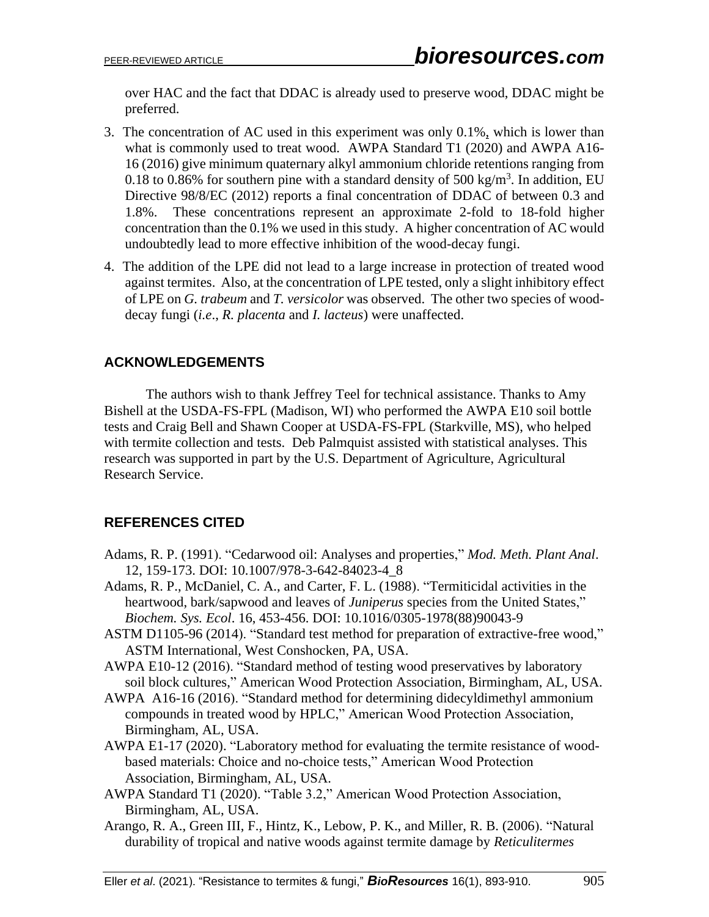over HAC and the fact that DDAC is already used to preserve wood, DDAC might be preferred.

3. The concentration of AC used in this experiment was only 0.1%, which is lower than what is commonly used to treat wood. AWPA Standard T1 (2020) and AWPA A16-16 (2016) give minimum quaternary alkyl ammonium chloride retentions ranging from 0.18 to 0.86% for southern pine with a standard density of 500 kg/m$^3$. In addition, EU Directive 98/8/EC (2012) reports a final concentration of DDAC of between 0.3 and 1.8%. These concentrations represent an approximate 2-fold to 18-fold higher concentration than the 0.1% we used in this study. A higher concentration of AC would undoubtedly lead to more effective inhibition of the wood-decay fungi.
4. The addition of the LPE did not lead to a large increase in protection of treated wood against termites. Also, at the concentration of LPE tested, only a slight inhibitory effect of LPE on *G. trabeum* and *T. versicolor* was observed. The other two species of wood-decay fungi (*i.e*., *R. placenta* and *I. lacteus*) were unaffected.

## ACKNOWLEDGEMENTS

The authors wish to thank Jeffrey Teel for technical assistance. Thanks to Amy Bishell at the USDA-FS-FPL (Madison, WI) who performed the AWPA E10 soil bottle tests and Craig Bell and Shawn Cooper at USDA-FS-FPL (Starkville, MS), who helped with termite collection and tests. Deb Palmquist assisted with statistical analyses. This research was supported in part by the U.S. Department of Agriculture, Agricultural Research Service.

## REFERENCES CITED

Adams, R. P. (1991). "Cedarwood oil: Analyses and properties," *Mod. Meth. Plant Anal*. 12, 159-173. DOI: 10.1007/978-3-642-84023-4_8

Adams, R. P., McDaniel, C. A., and Carter, F. L. (1988). "Termiticidal activities in the heartwood, bark/sapwood and leaves of *Juniperus* species from the United States," *Biochem. Sys. Ecol*. 16, 453-456. DOI: 10.1016/0305-1978(88)90043-9

ASTM D1105-96 (2014). "Standard test method for preparation of extractive-free wood," ASTM International, West Conshocken, PA, USA.

AWPA E10-12 (2016). "Standard method of testing wood preservatives by laboratory soil block cultures," American Wood Protection Association, Birmingham, AL, USA.

AWPA A16-16 (2016). "Standard method for determining didecyldimethyl ammonium compounds in treated wood by HPLC," American Wood Protection Association, Birmingham, AL, USA.

AWPA E1-17 (2020). "Laboratory method for evaluating the termite resistance of wood-based materials: Choice and no-choice tests," American Wood Protection Association, Birmingham, AL, USA.

AWPA Standard T1 (2020). "Table 3.2," American Wood Protection Association, Birmingham, AL, USA.

Arango, R. A., Green III, F., Hintz, K., Lebow, P. K., and Miller, R. B. (2006). "Natural durability of tropical and native woods against termite damage by *Reticulitermes*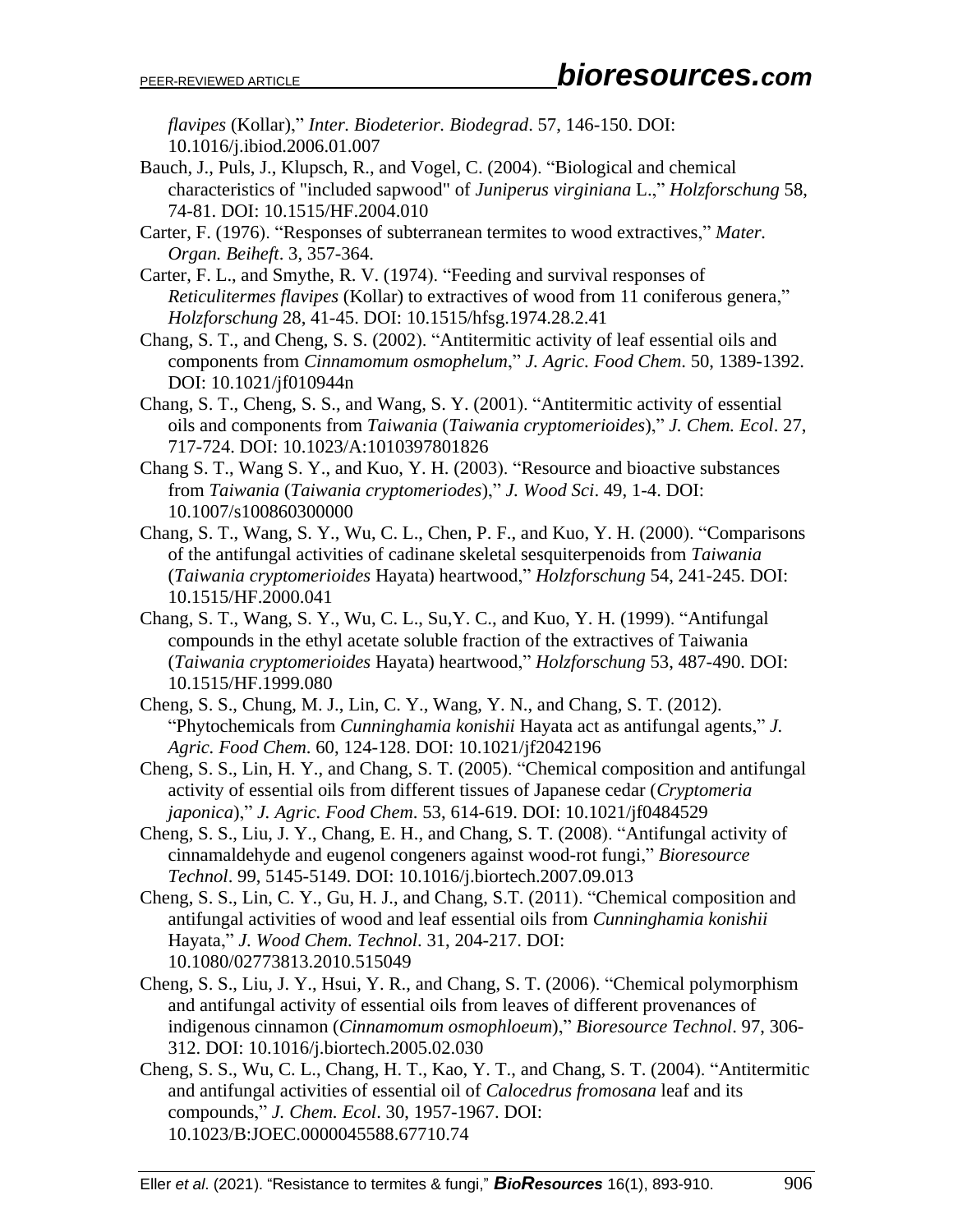*flavipes* (Kollar)," *Inter. Biodeterior. Biodegrad*. 57, 146-150. DOI: 10.1016/j.ibiod.2006.01.007

Bauch, J., Puls, J., Klupsch, R., and Vogel, C. (2004). "Biological and chemical characteristics of "included sapwood" of *Juniperus virginiana* L.," *Holzforschung* 58, 74-81. DOI: 10.1515/HF.2004.010

Carter, F. (1976). "Responses of subterranean termites to wood extractives," *Mater. Organ. Beiheft*. 3, 357-364.

Carter, F. L., and Smythe, R. V. (1974). "Feeding and survival responses of *Reticulitermes flavipes* (Kollar) to extractives of wood from 11 coniferous genera," *Holzforschung* 28, 41-45. DOI: 10.1515/hfsg.1974.28.2.41

Chang, S. T., and Cheng, S. S. (2002). "Antitermitic activity of leaf essential oils and components from *Cinnamomum osmophelum*," *J. Agric. Food Chem*. 50, 1389-1392. DOI: 10.1021/jf010944n

Chang, S. T., Cheng, S. S., and Wang, S. Y. (2001). "Antitermitic activity of essential oils and components from *Taiwania* (*Taiwania cryptomerioides*)," *J. Chem. Ecol*. 27, 717-724. DOI: 10.1023/A:1010397801826

Chang S. T., Wang S. Y., and Kuo, Y. H. (2003). "Resource and bioactive substances from *Taiwania* (*Taiwania cryptomeriodes*)," *J. Wood Sci*. 49, 1-4. DOI: 10.1007/s100860300000

Chang, S. T., Wang, S. Y., Wu, C. L., Chen, P. F., and Kuo, Y. H. (2000). "Comparisons of the antifungal activities of cadinane skeletal sesquiterpenoids from *Taiwania* (*Taiwania cryptomerioides* Hayata) heartwood," *Holzforschung* 54, 241-245. DOI: 10.1515/HF.2000.041

Chang, S. T., Wang, S. Y., Wu, C. L., Su,Y. C., and Kuo, Y. H. (1999). "Antifungal compounds in the ethyl acetate soluble fraction of the extractives of Taiwania (*Taiwania cryptomerioides* Hayata) heartwood," *Holzforschung* 53, 487-490. DOI: 10.1515/HF.1999.080

Cheng, S. S., Chung, M. J., Lin, C. Y., Wang, Y. N., and Chang, S. T. (2012). "Phytochemicals from *Cunninghamia konishii* Hayata act as antifungal agents," *J. Agric. Food Chem*. 60, 124-128. DOI: 10.1021/jf2042196

Cheng, S. S., Lin, H. Y., and Chang, S. T. (2005). "Chemical composition and antifungal activity of essential oils from different tissues of Japanese cedar (*Cryptomeria japonica*)," *J. Agric. Food Chem*. 53, 614-619. DOI: 10.1021/jf0484529

Cheng, S. S., Liu, J. Y., Chang, E. H., and Chang, S. T. (2008). "Antifungal activity of cinnamaldehyde and eugenol congeners against wood-rot fungi," *Bioresource Technol*. 99, 5145-5149. DOI: 10.1016/j.biortech.2007.09.013

Cheng, S. S., Lin, C. Y., Gu, H. J., and Chang, S.T. (2011). "Chemical composition and antifungal activities of wood and leaf essential oils from *Cunninghamia konishii* Hayata," *J. Wood Chem. Technol*. 31, 204-217. DOI: 10.1080/02773813.2010.515049

Cheng, S. S., Liu, J. Y., Hsui, Y. R., and Chang, S. T. (2006). "Chemical polymorphism and antifungal activity of essential oils from leaves of different provenances of indigenous cinnamon (*Cinnamomum osmophloeum*)," *Bioresource Technol*. 97, 306-312. DOI: 10.1016/j.biortech.2005.02.030

Cheng, S. S., Wu, C. L., Chang, H. T., Kao, Y. T., and Chang, S. T. (2004). "Antitermitic and antifungal activities of essential oil of *Calocedrus fromosana* leaf and its compounds," *J. Chem. Ecol*. 30, 1957-1967. DOI: 10.1023/B:JOEC.0000045588.67710.74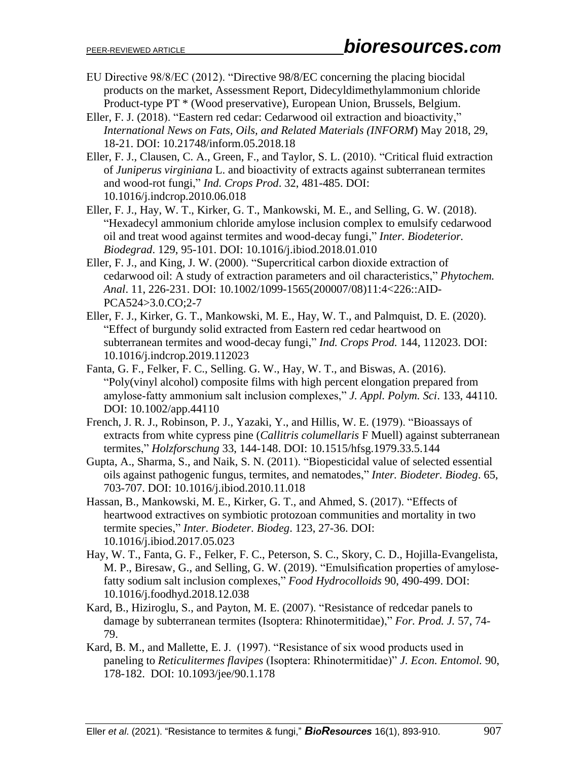EU Directive 98/8/EC (2012). "Directive 98/8/EC concerning the placing biocidal products on the market, Assessment Report, Didecyldimethylammonium chloride Product-type PT * (Wood preservative), European Union, Brussels, Belgium.

Eller, F. J. (2018). "Eastern red cedar: Cedarwood oil extraction and bioactivity," *International News on Fats, Oils, and Related Materials (INFORM*) May 2018, 29, 18-21. DOI: 10.21748/inform.05.2018.18

Eller, F. J., Clausen, C. A., Green, F., and Taylor, S. L. (2010). "Critical fluid extraction of *Juniperus virginiana* L. and bioactivity of extracts against subterranean termites and wood-rot fungi," *Ind. Crops Prod*. 32, 481-485. DOI: 10.1016/j.indcrop.2010.06.018

Eller, F. J., Hay, W. T., Kirker, G. T., Mankowski, M. E., and Selling, G. W. (2018). "Hexadecyl ammonium chloride amylose inclusion complex to emulsify cedarwood oil and treat wood against termites and wood-decay fungi," *Inter. Biodeterior. Biodegrad*. 129, 95-101. DOI: 10.1016/j.ibiod.2018.01.010

Eller, F. J., and King, J. W. (2000). "Supercritical carbon dioxide extraction of cedarwood oil: A study of extraction parameters and oil characteristics," *Phytochem. Anal*. 11, 226-231. DOI: 10.1002/1099-1565(200007/08)11:4<226::AID-PCA524>3.0.CO;2-7

Eller, F. J., Kirker, G. T., Mankowski, M. E., Hay, W. T., and Palmquist, D. E. (2020). "Effect of burgundy solid extracted from Eastern red cedar heartwood on subterranean termites and wood-decay fungi," *Ind. Crops Prod.* 144, 112023. DOI: 10.1016/j.indcrop.2019.112023

Fanta, G. F., Felker, F. C., Selling. G. W., Hay, W. T., and Biswas, A. (2016). "Poly(vinyl alcohol) composite films with high percent elongation prepared from amylose-fatty ammonium salt inclusion complexes," *J. Appl. Polym. Sci*. 133, 44110. DOI: 10.1002/app.44110

French, J. R. J., Robinson, P. J., Yazaki, Y., and Hillis, W. E. (1979). "Bioassays of extracts from white cypress pine (*Callitris columellaris* F Muell) against subterranean termites," *Holzforschung* 33, 144-148. DOI: 10.1515/hfsg.1979.33.5.144

Gupta, A., Sharma, S., and Naik, S. N. (2011). "Biopesticidal value of selected essential oils against pathogenic fungus, termites, and nematodes," *Inter. Biodeter. Biodeg*. 65, 703-707. DOI: 10.1016/j.ibiod.2010.11.018

Hassan, B., Mankowski, M. E., Kirker, G. T., and Ahmed, S. (2017). "Effects of heartwood extractives on symbiotic protozoan communities and mortality in two termite species," *Inter. Biodeter. Biodeg*. 123, 27-36. DOI: 10.1016/j.ibiod.2017.05.023

Hay, W. T., Fanta, G. F., Felker, F. C., Peterson, S. C., Skory, C. D., Hojilla-Evangelista, M. P., Biresaw, G., and Selling, G. W. (2019). "Emulsification properties of amylose-fatty sodium salt inclusion complexes," *Food Hydrocolloids* 90, 490-499. DOI: 10.1016/j.foodhyd.2018.12.038

Kard, B., Hiziroglu, S., and Payton, M. E. (2007). "Resistance of redcedar panels to damage by subterranean termites (Isoptera: Rhinotermitidae)," *For. Prod. J.* 57, 74-79.

Kard, B. M., and Mallette, E. J. (1997). "Resistance of six wood products used in paneling to *Reticulitermes flavipes* (Isoptera: Rhinotermitidae)" *J. Econ. Entomol.* 90, 178-182. DOI: 10.1093/jee/90.1.178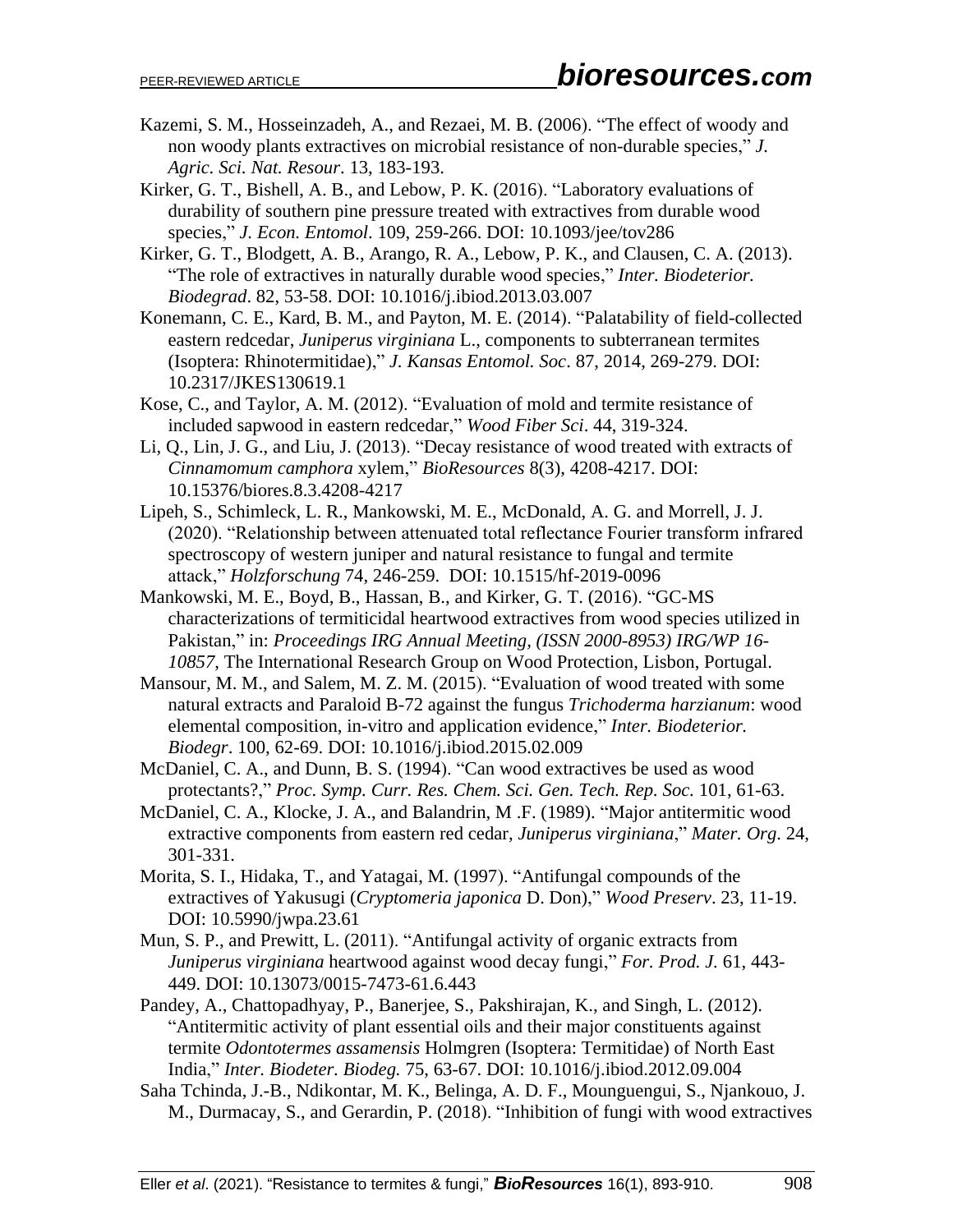Kazemi, S. M., Hosseinzadeh, A., and Rezaei, M. B. (2006). "The effect of woody and non woody plants extractives on microbial resistance of non-durable species," *J. Agric. Sci. Nat. Resour*. 13, 183-193.

Kirker, G. T., Bishell, A. B., and Lebow, P. K. (2016). "Laboratory evaluations of durability of southern pine pressure treated with extractives from durable wood species," *J. Econ. Entomol*. 109, 259-266. DOI: 10.1093/jee/tov286

Kirker, G. T., Blodgett, A. B., Arango, R. A., Lebow, P. K., and Clausen, C. A. (2013). "The role of extractives in naturally durable wood species," *Inter. Biodeterior. Biodegrad*. 82, 53-58. DOI: 10.1016/j.ibiod.2013.03.007

Konemann, C. E., Kard, B. M., and Payton, M. E. (2014). "Palatability of field-collected eastern redcedar, *Juniperus virginiana* L., components to subterranean termites (Isoptera: Rhinotermitidae)," *J. Kansas Entomol. Soc*. 87, 2014, 269-279. DOI: 10.2317/JKES130619.1

Kose, C., and Taylor, A. M. (2012). "Evaluation of mold and termite resistance of included sapwood in eastern redcedar," *Wood Fiber Sci*. 44, 319-324.

Li, Q., Lin, J. G., and Liu, J. (2013). "Decay resistance of wood treated with extracts of *Cinnamomum camphora* xylem," *BioResources* 8(3), 4208-4217. DOI: 10.15376/biores.8.3.4208-4217

Lipeh, S., Schimleck, L. R., Mankowski, M. E., McDonald, A. G. and Morrell, J. J. (2020). "Relationship between attenuated total reflectance Fourier transform infrared spectroscopy of western juniper and natural resistance to fungal and termite attack," *Holzforschung* 74, 246-259. DOI: 10.1515/hf-2019-0096

Mankowski, M. E., Boyd, B., Hassan, B., and Kirker, G. T. (2016). "GC-MS characterizations of termiticidal heartwood extractives from wood species utilized in Pakistan," in: *Proceedings IRG Annual Meeting, (ISSN 2000-8953) IRG/WP 16-10857*, The International Research Group on Wood Protection, Lisbon, Portugal.

Mansour, M. M., and Salem, M. Z. M. (2015). "Evaluation of wood treated with some natural extracts and Paraloid B-72 against the fungus *Trichoderma harzianum*: wood elemental composition, in-vitro and application evidence," *Inter. Biodeterior. Biodegr*. 100, 62-69. DOI: 10.1016/j.ibiod.2015.02.009

McDaniel, C. A., and Dunn, B. S. (1994). "Can wood extractives be used as wood protectants?," *Proc. Symp. Curr. Res. Chem. Sci. Gen. Tech. Rep. Soc.* 101, 61-63.

McDaniel, C. A., Klocke, J. A., and Balandrin, M .F. (1989). "Major antitermitic wood extractive components from eastern red cedar, *Juniperus virginiana*," *Mater. Org*. 24, 301-331.

Morita, S. I., Hidaka, T., and Yatagai, M. (1997). "Antifungal compounds of the extractives of Yakusugi (*Cryptomeria japonica* D. Don)," *Wood Preserv*. 23, 11-19. DOI: 10.5990/jwpa.23.61

Mun, S. P., and Prewitt, L. (2011). "Antifungal activity of organic extracts from *Juniperus virginiana* heartwood against wood decay fungi," *For. Prod. J.* 61, 443-449. DOI: 10.13073/0015-7473-61.6.443

Pandey, A., Chattopadhyay, P., Banerjee, S., Pakshirajan, K., and Singh, L. (2012). "Antitermitic activity of plant essential oils and their major constituents against termite *Odontotermes assamensis* Holmgren (Isoptera: Termitidae) of North East India," *Inter. Biodeter. Biodeg.* 75, 63-67. DOI: 10.1016/j.ibiod.2012.09.004

Saha Tchinda, J.-B., Ndikontar, M. K., Belinga, A. D. F., Mounguengui, S., Njankouo, J. M., Durmacay, S., and Gerardin, P. (2018). "Inhibition of fungi with wood extractives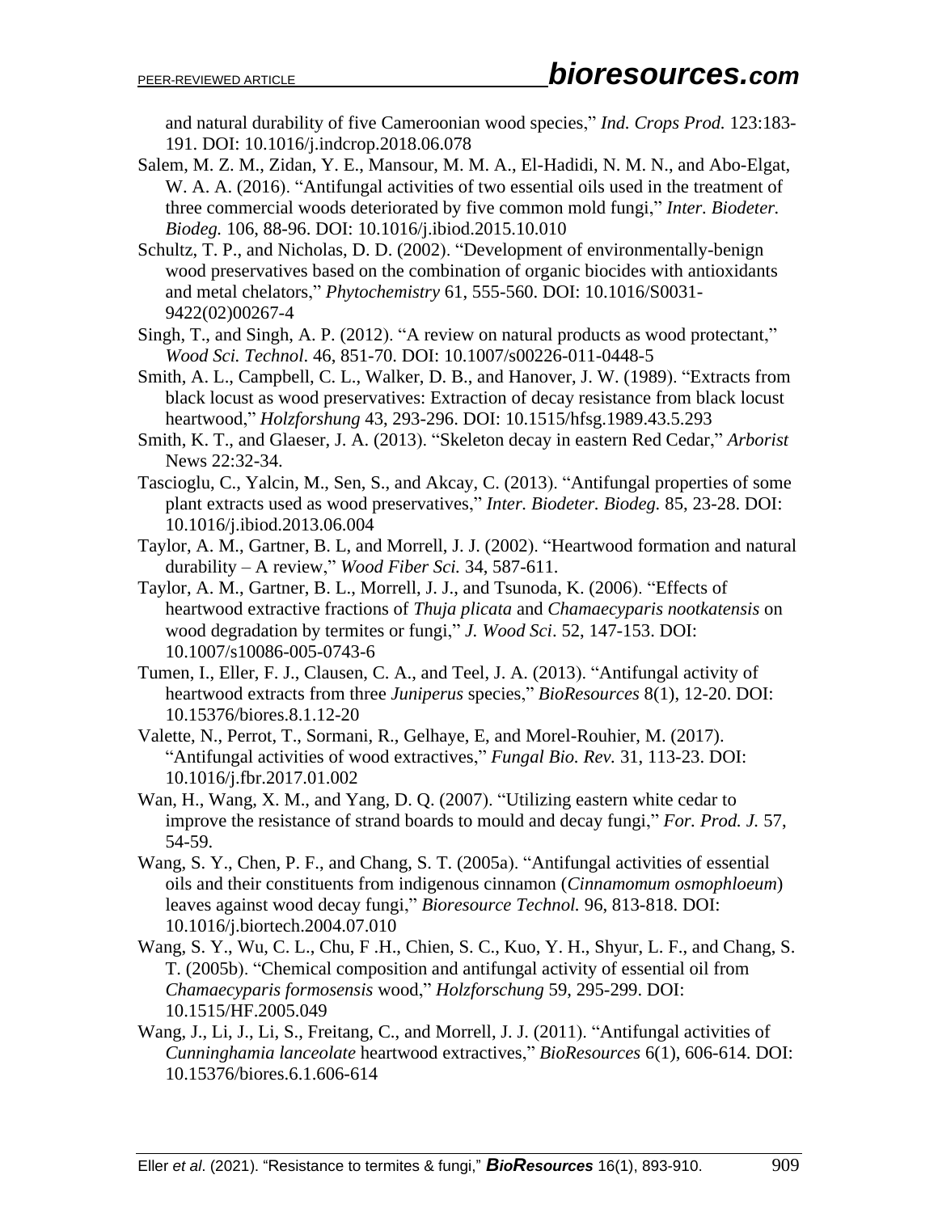and natural durability of five Cameroonian wood species," *Ind. Crops Prod.* 123:183-191. DOI: 10.1016/j.indcrop.2018.06.078

Salem, M. Z. M., Zidan, Y. E., Mansour, M. M. A., El-Hadidi, N. M. N., and Abo-Elgat, W. A. A. (2016). "Antifungal activities of two essential oils used in the treatment of three commercial woods deteriorated by five common mold fungi," *Inter. Biodeter. Biodeg.* 106, 88-96. DOI: 10.1016/j.ibiod.2015.10.010

Schultz, T. P., and Nicholas, D. D. (2002). "Development of environmentally-benign wood preservatives based on the combination of organic biocides with antioxidants and metal chelators," *Phytochemistry* 61, 555-560. DOI: 10.1016/S0031-9422(02)00267-4

Singh, T., and Singh, A. P. (2012). "A review on natural products as wood protectant," *Wood Sci. Technol.* 46, 851-70. DOI: 10.1007/s00226-011-0448-5

Smith, A. L., Campbell, C. L., Walker, D. B., and Hanover, J. W. (1989). "Extracts from black locust as wood preservatives: Extraction of decay resistance from black locust heartwood," *Holzforshung* 43, 293-296. DOI: 10.1515/hfsg.1989.43.5.293

Smith, K. T., and Glaeser, J. A. (2013). "Skeleton decay in eastern Red Cedar," *Arborist* News 22:32-34.

Tascioglu, C., Yalcin, M., Sen, S., and Akcay, C. (2013). "Antifungal properties of some plant extracts used as wood preservatives," *Inter. Biodeter. Biodeg.* 85, 23-28. DOI: 10.1016/j.ibiod.2013.06.004

Taylor, A. M., Gartner, B. L, and Morrell, J. J. (2002). "Heartwood formation and natural durability – A review," *Wood Fiber Sci.* 34, 587-611.

Taylor, A. M., Gartner, B. L., Morrell, J. J., and Tsunoda, K. (2006). "Effects of heartwood extractive fractions of *Thuja plicata* and *Chamaecyparis nootkatensis* on wood degradation by termites or fungi," *J. Wood Sci*. 52, 147-153. DOI: 10.1007/s10086-005-0743-6

Tumen, I., Eller, F. J., Clausen, C. A., and Teel, J. A. (2013). "Antifungal activity of heartwood extracts from three *Juniperus* species," *BioResources* 8(1), 12-20. DOI: 10.15376/biores.8.1.12-20

Valette, N., Perrot, T., Sormani, R., Gelhaye, E, and Morel-Rouhier, M. (2017). "Antifungal activities of wood extractives," *Fungal Bio. Rev.* 31, 113-23. DOI: 10.1016/j.fbr.2017.01.002

Wan, H., Wang, X. M., and Yang, D. Q. (2007). "Utilizing eastern white cedar to improve the resistance of strand boards to mould and decay fungi," *For. Prod. J.* 57, 54-59.

Wang, S. Y., Chen, P. F., and Chang, S. T. (2005a). "Antifungal activities of essential oils and their constituents from indigenous cinnamon (*Cinnamomum osmophloeum*) leaves against wood decay fungi," *Bioresource Technol.* 96, 813-818. DOI: 10.1016/j.biortech.2004.07.010

Wang, S. Y., Wu, C. L., Chu, F .H., Chien, S. C., Kuo, Y. H., Shyur, L. F., and Chang, S. T. (2005b). "Chemical composition and antifungal activity of essential oil from *Chamaecyparis formosensis* wood," *Holzforschung* 59, 295-299. DOI: 10.1515/HF.2005.049

Wang, J., Li, J., Li, S., Freitang, C., and Morrell, J. J. (2011). "Antifungal activities of *Cunninghamia lanceolate* heartwood extractives," *BioResources* 6(1), 606-614. DOI: 10.15376/biores.6.1.606-614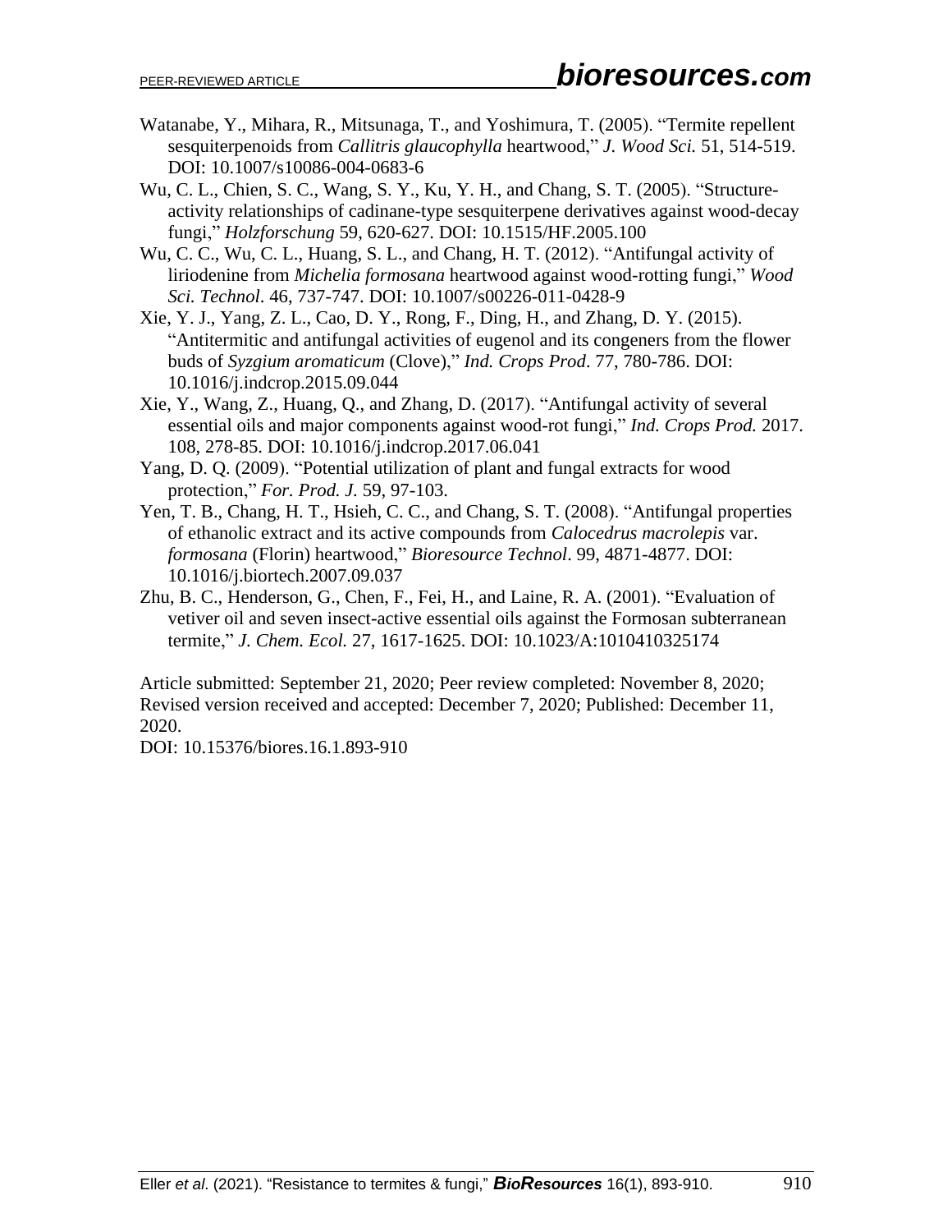Watanabe, Y., Mihara, R., Mitsunaga, T., and Yoshimura, T. (2005). "Termite repellent sesquiterpenoids from *Callitris glaucophylla* heartwood," *J. Wood Sci.* 51, 514-519. DOI: 10.1007/s10086-004-0683-6

Wu, C. L., Chien, S. C., Wang, S. Y., Ku, Y. H., and Chang, S. T. (2005). "Structure-activity relationships of cadinane-type sesquiterpene derivatives against wood-decay fungi," *Holzforschung* 59, 620-627. DOI: 10.1515/HF.2005.100

Wu, C. C., Wu, C. L., Huang, S. L., and Chang, H. T. (2012). "Antifungal activity of liriodenine from *Michelia formosana* heartwood against wood-rotting fungi," *Wood Sci. Technol*. 46, 737-747. DOI: 10.1007/s00226-011-0428-9

Xie, Y. J., Yang, Z. L., Cao, D. Y., Rong, F., Ding, H., and Zhang, D. Y. (2015). "Antitermitic and antifungal activities of eugenol and its congeners from the flower buds of *Syzgium aromaticum* (Clove)," *Ind. Crops Prod*. 77, 780-786. DOI: 10.1016/j.indcrop.2015.09.044

Xie, Y., Wang, Z., Huang, Q., and Zhang, D. (2017). "Antifungal activity of several essential oils and major components against wood-rot fungi," *Ind. Crops Prod.* 2017. 108, 278-85. DOI: 10.1016/j.indcrop.2017.06.041

Yang, D. Q. (2009). "Potential utilization of plant and fungal extracts for wood protection," *For. Prod. J.* 59, 97-103.

Yen, T. B., Chang, H. T., Hsieh, C. C., and Chang, S. T. (2008). "Antifungal properties of ethanolic extract and its active compounds from *Calocedrus macrolepis* var. *formosana* (Florin) heartwood," *Bioresource Technol*. 99, 4871-4877. DOI: 10.1016/j.biortech.2007.09.037

Zhu, B. C., Henderson, G., Chen, F., Fei, H., and Laine, R. A. (2001). "Evaluation of vetiver oil and seven insect-active essential oils against the Formosan subterranean termite," *J. Chem. Ecol.* 27, 1617-1625. DOI: 10.1023/A:1010410325174

Article submitted: September 21, 2020; Peer review completed: November 8, 2020; Revised version received and accepted: December 7, 2020; Published: December 11, 2020.
DOI: 10.15376/biores.16.1.893-910